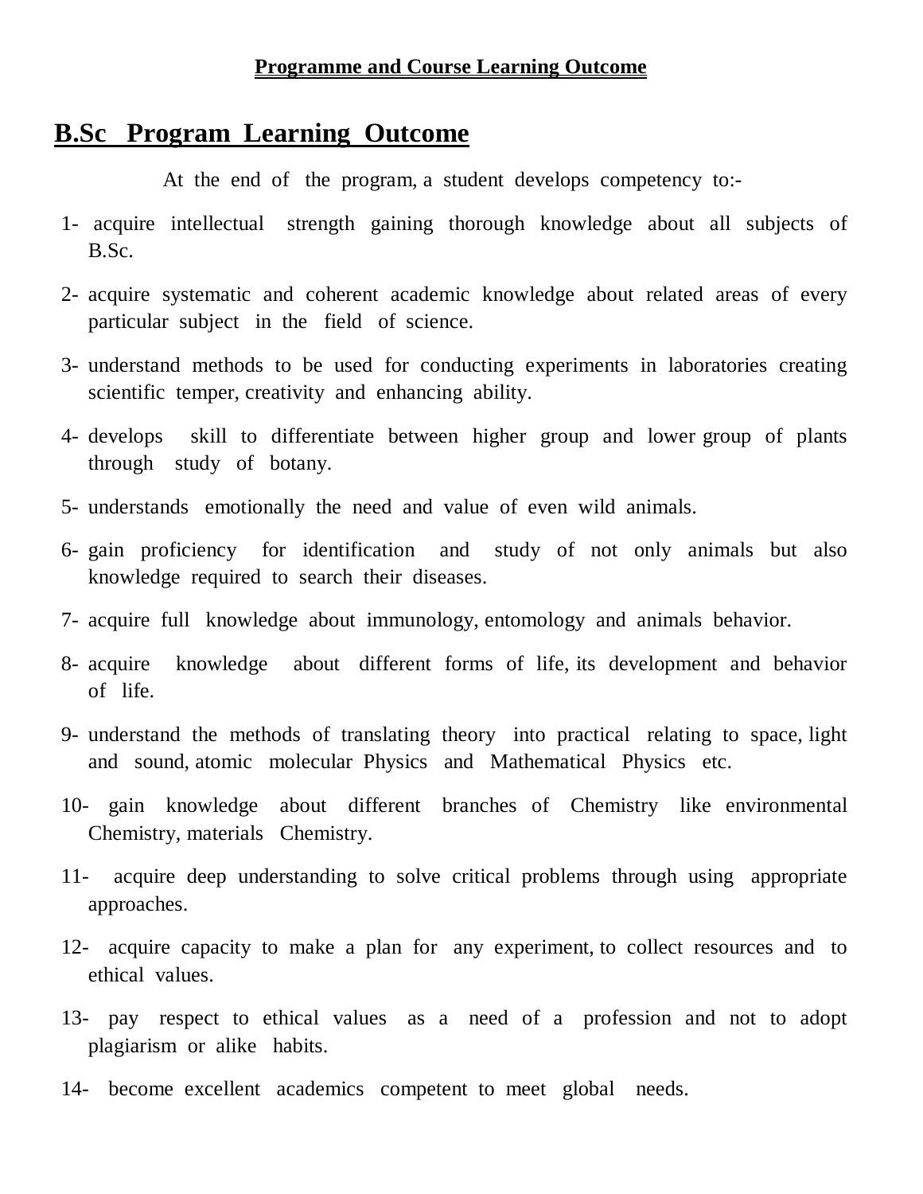**Programme and Course Learning Outcome**

# B.Sc Program Learning Outcome

At the end of the program, a student develops competency to:-

1- acquire intellectual strength gaining thorough knowledge about all subjects of B.Sc.

2- acquire systematic and coherent academic knowledge about related areas of every particular subject in the field of science.

3- understand methods to be used for conducting experiments in laboratories creating scientific temper, creativity and enhancing ability.

4- develops skill to differentiate between higher group and lower group of plants through study of botany.

5- understands emotionally the need and value of even wild animals.

6- gain proficiency for identification and study of not only animals but also knowledge required to search their diseases.

7- acquire full knowledge about immunology, entomology and animals behavior.

8- acquire knowledge about different forms of life, its development and behavior of life.

9- understand the methods of translating theory into practical relating to space, light and sound, atomic molecular Physics and Mathematical Physics etc.

10- gain knowledge about different branches of Chemistry like environmental Chemistry, materials Chemistry.

11- acquire deep understanding to solve critical problems through using appropriate approaches.

12- acquire capacity to make a plan for any experiment, to collect resources and to ethical values.

13- pay respect to ethical values as a need of a profession and not to adopt plagiarism or alike habits.

14- become excellent academics competent to meet global needs.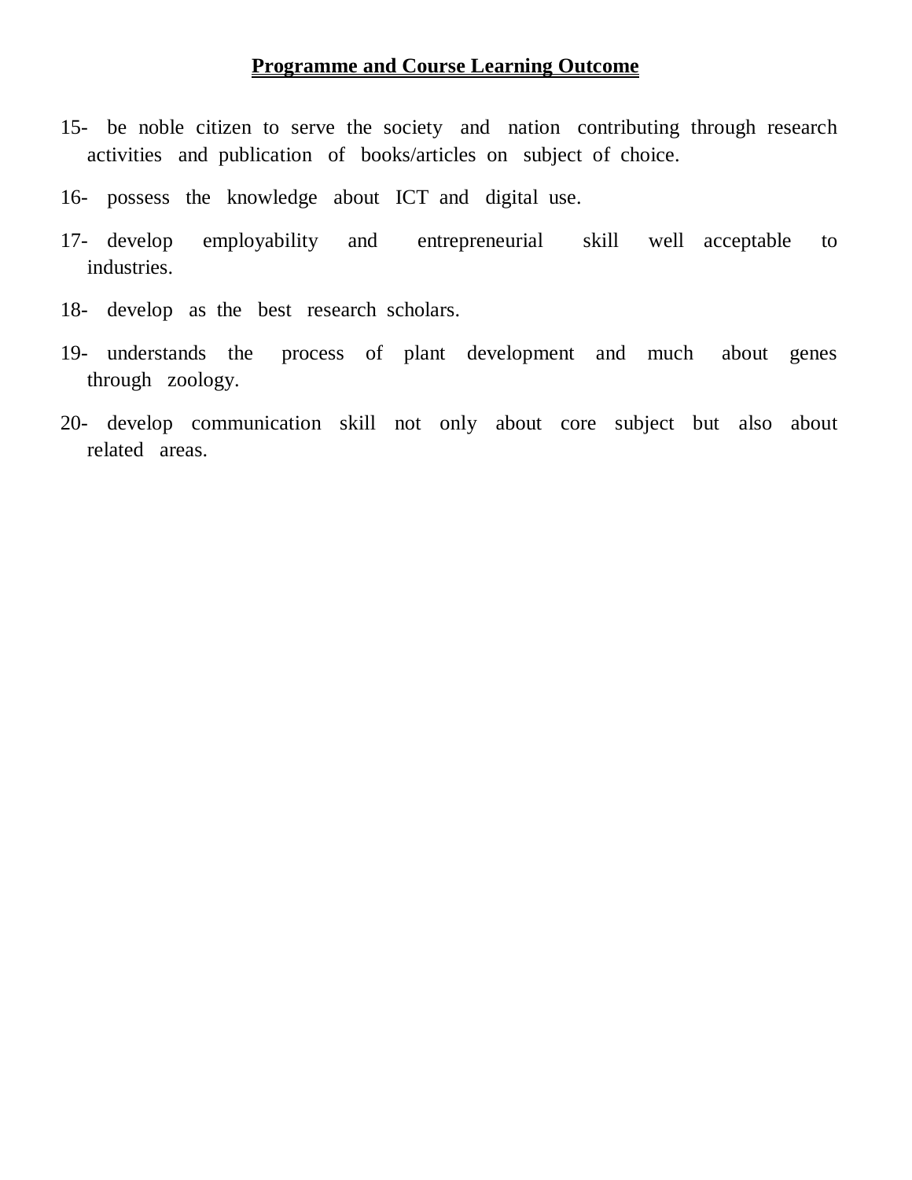## Programme and Course Learning Outcome

15- be noble citizen to serve the society and nation contributing through research activities and publication of books/articles on subject of choice.

16- possess the knowledge about ICT and digital use.

17- develop employability and entrepreneurial skill well acceptable to industries.

18- develop as the best research scholars.

19- understands the process of plant development and much about genes through zoology.

20- develop communication skill not only about core subject but also about related areas.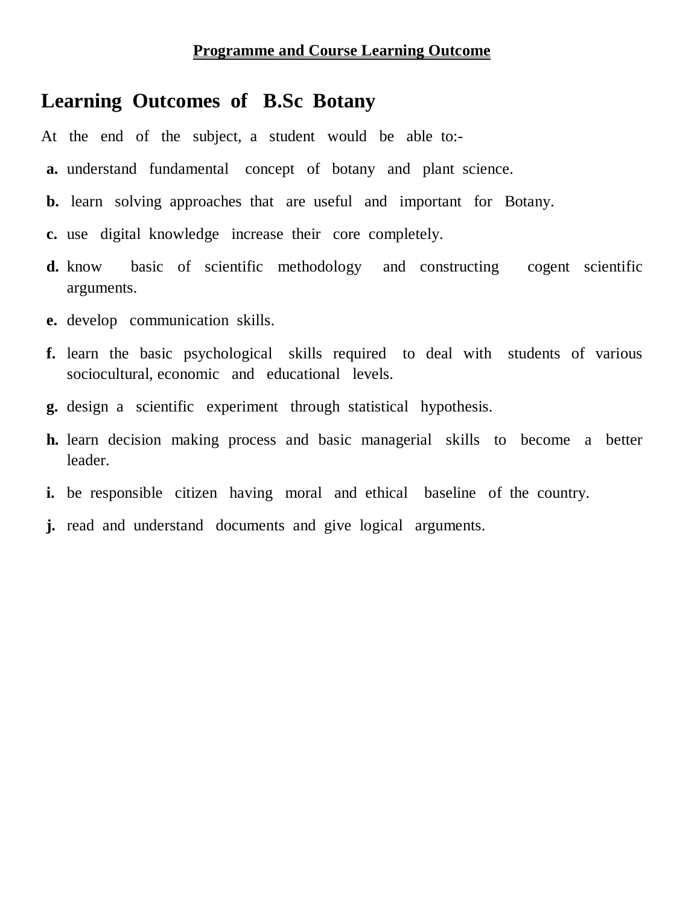**<u>Programme and Course Learning Outcome</u>**

# Learning Outcomes of B.Sc Botany

At the end of the subject, a student would be able to:-

- **a.** understand fundamental concept of botany and plant science.
- **b.** learn solving approaches that are useful and important for Botany.
- **c.** use digital knowledge increase their core completely.
- **d.** know basic of scientific methodology and constructing cogent scientific arguments.
- **e.** develop communication skills.
- **f.** learn the basic psychological skills required to deal with students of various sociocultural, economic and educational levels.
- **g.** design a scientific experiment through statistical hypothesis.
- **h.** learn decision making process and basic managerial skills to become a better leader.
- **i.** be responsible citizen having moral and ethical baseline of the country.
- **j.** read and understand documents and give logical arguments.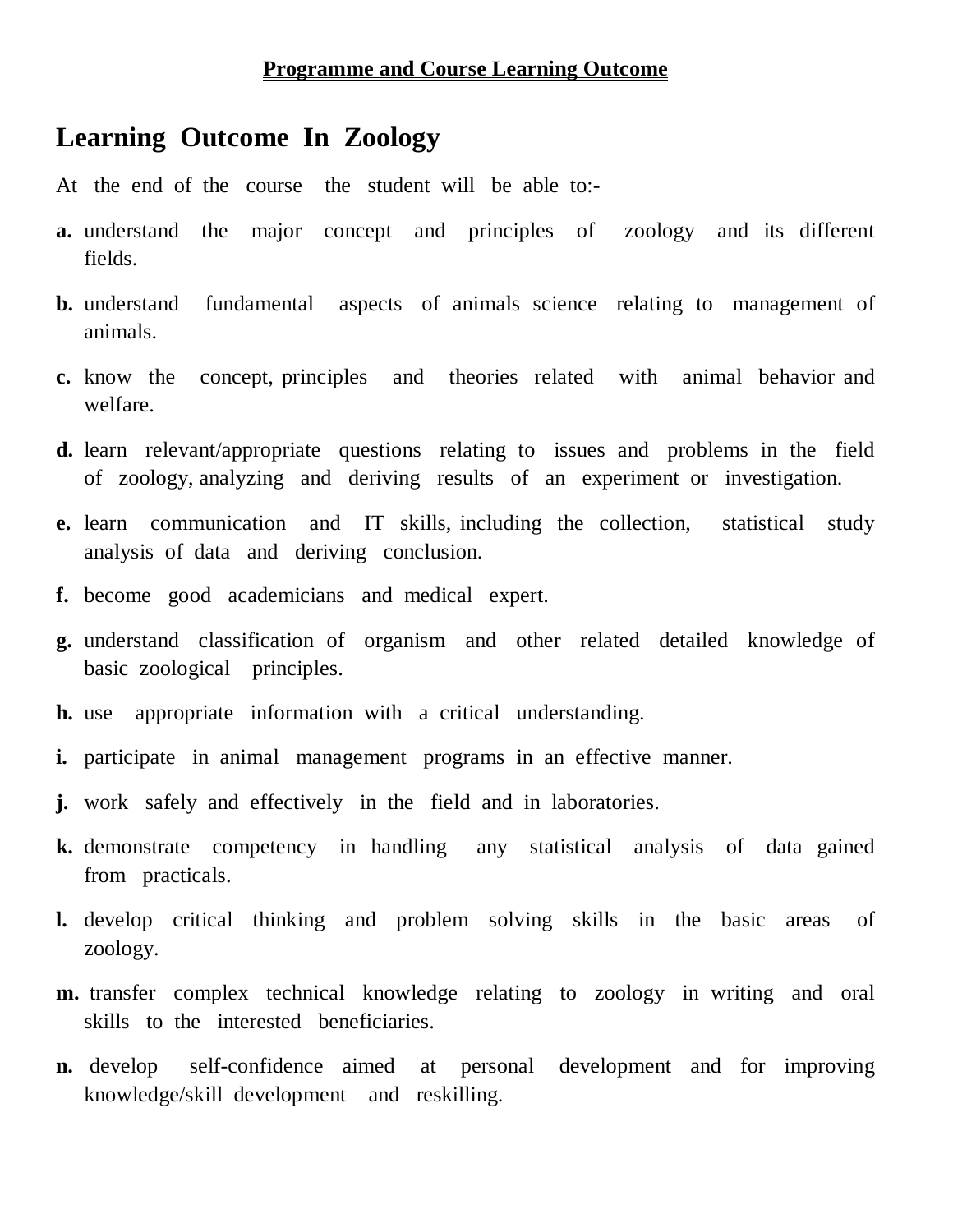**Programme and Course Learning Outcome**

# Learning Outcome In Zoology

At the end of the course the student will be able to:-

**a.** understand the major concept and principles of zoology and its different fields.

**b.** understand fundamental aspects of animals science relating to management of animals.

**c.** know the concept, principles and theories related with animal behavior and welfare.

**d.** learn relevant/appropriate questions relating to issues and problems in the field of zoology, analyzing and deriving results of an experiment or investigation.

**e.** learn communication and IT skills, including the collection, statistical study analysis of data and deriving conclusion.

**f.** become good academicians and medical expert.

**g.** understand classification of organism and other related detailed knowledge of basic zoological principles.

**h.** use appropriate information with a critical understanding.

**i.** participate in animal management programs in an effective manner.

**j.** work safely and effectively in the field and in laboratories.

**k.** demonstrate competency in handling any statistical analysis of data gained from practicals.

**l.** develop critical thinking and problem solving skills in the basic areas of zoology.

**m.** transfer complex technical knowledge relating to zoology in writing and oral skills to the interested beneficiaries.

**n.** develop self-confidence aimed at personal development and for improving knowledge/skill development and reskilling.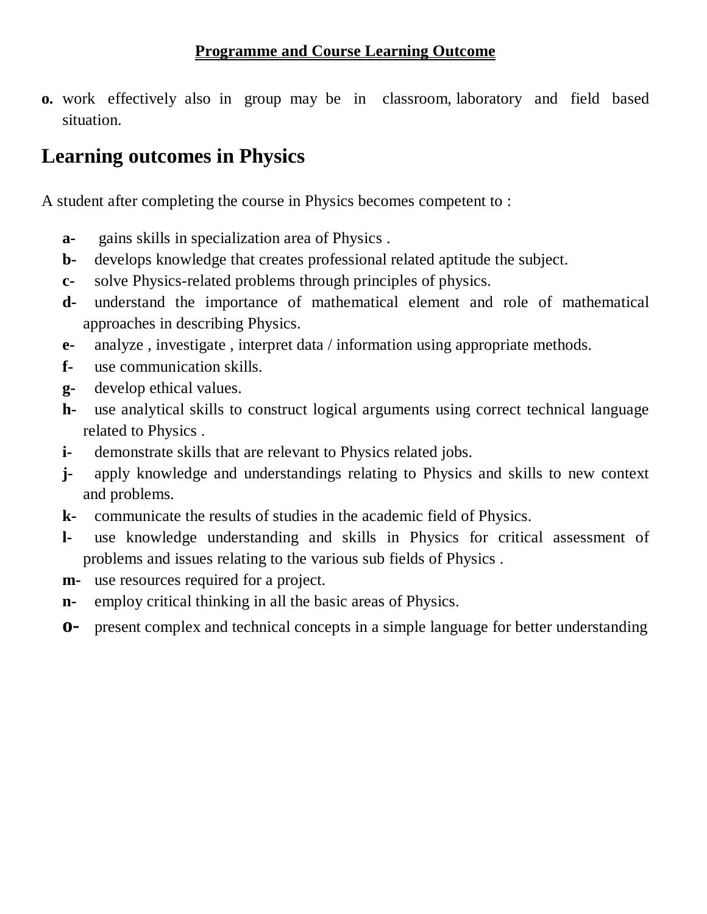**o.** work effectively also in group may be in classroom, laboratory and field based situation.

## Learning outcomes in Physics

A student after completing the course in Physics becomes competent to :

- **a-** gains skills in specialization area of Physics .
- **b-** develops knowledge that creates professional related aptitude the subject.
- **c-** solve Physics-related problems through principles of physics.
- **d-** understand the importance of mathematical element and role of mathematical approaches in describing Physics.
- **e-** analyze , investigate , interpret data / information using appropriate methods.
- **f-** use communication skills.
- **g-** develop ethical values.
- **h-** use analytical skills to construct logical arguments using correct technical language related to Physics .
- **i-** demonstrate skills that are relevant to Physics related jobs.
- **j-** apply knowledge and understandings relating to Physics and skills to new context and problems.
- **k-** communicate the results of studies in the academic field of Physics.
- **l-** use knowledge understanding and skills in Physics for critical assessment of problems and issues relating to the various sub fields of Physics .
- **m-** use resources required for a project.
- **n-** employ critical thinking in all the basic areas of Physics.
- **o-** present complex and technical concepts in a simple language for better understanding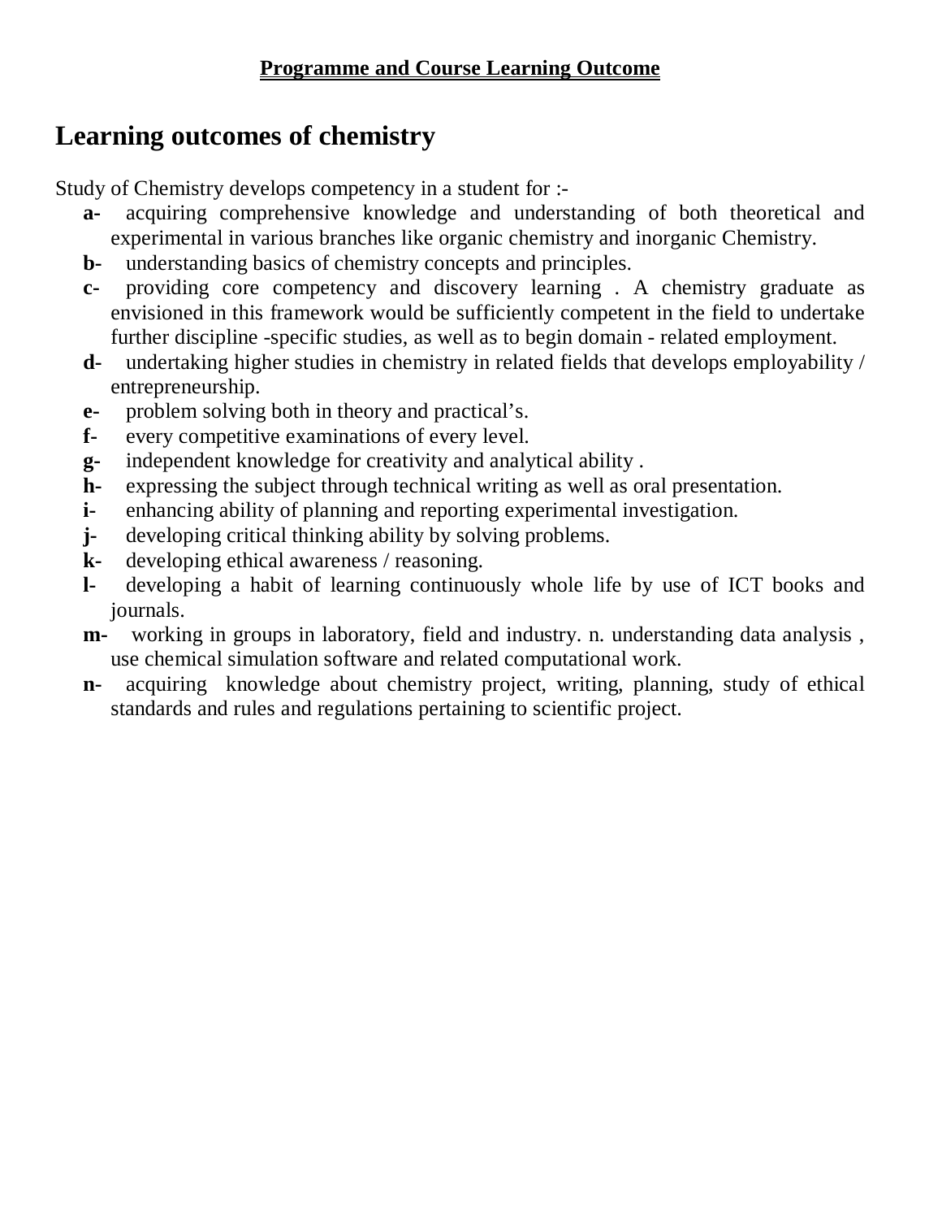**Programme and Course Learning Outcome**

# Learning outcomes of chemistry

Study of Chemistry develops competency in a student for :-

- **a-** acquiring comprehensive knowledge and understanding of both theoretical and experimental in various branches like organic chemistry and inorganic Chemistry.
- **b-** understanding basics of chemistry concepts and principles.
- **c-** providing core competency and discovery learning . A chemistry graduate as envisioned in this framework would be sufficiently competent in the field to undertake further discipline -specific studies, as well as to begin domain - related employment.
- **d-** undertaking higher studies in chemistry in related fields that develops employability / entrepreneurship.
- **e-** problem solving both in theory and practical's.
- **f-** every competitive examinations of every level.
- **g-** independent knowledge for creativity and analytical ability .
- **h-** expressing the subject through technical writing as well as oral presentation.
- **i-** enhancing ability of planning and reporting experimental investigation.
- **j-** developing critical thinking ability by solving problems.
- **k-** developing ethical awareness / reasoning.
- **l-** developing a habit of learning continuously whole life by use of ICT books and journals.
- **m-** working in groups in laboratory, field and industry. n. understanding data analysis , use chemical simulation software and related computational work.
- **n-** acquiring knowledge about chemistry project, writing, planning, study of ethical standards and rules and regulations pertaining to scientific project.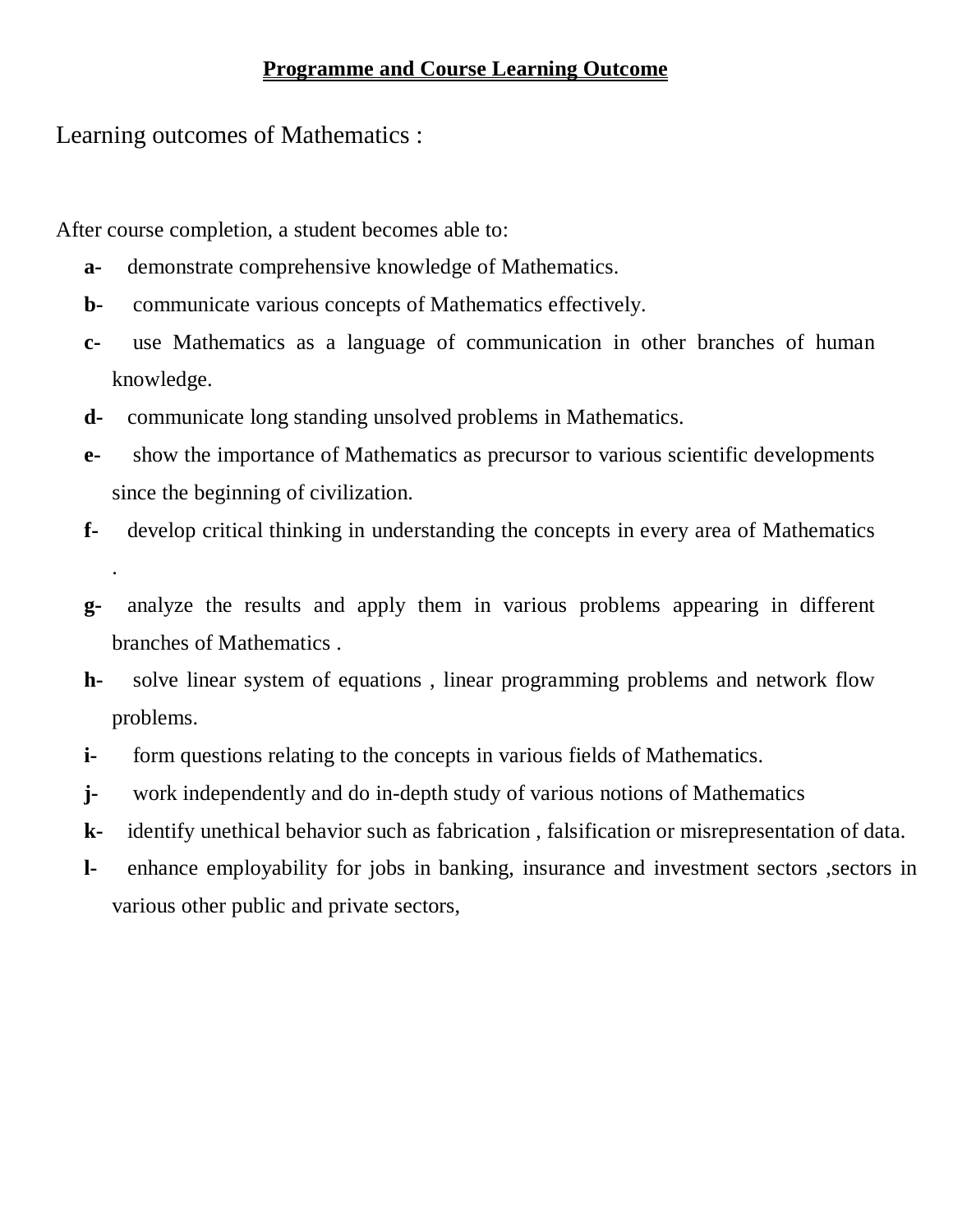# **Programme and Course Learning Outcome**

## Learning outcomes of Mathematics :

After course completion, a student becomes able to:

- **a-** demonstrate comprehensive knowledge of Mathematics.
- **b-** communicate various concepts of Mathematics effectively.
- **c-** use Mathematics as a language of communication in other branches of human knowledge.
- **d-** communicate long standing unsolved problems in Mathematics.
- **e-** show the importance of Mathematics as precursor to various scientific developments since the beginning of civilization.
- **f-** develop critical thinking in understanding the concepts in every area of Mathematics .
- **g-** analyze the results and apply them in various problems appearing in different branches of Mathematics .
- **h-** solve linear system of equations , linear programming problems and network flow problems.
- **i-** form questions relating to the concepts in various fields of Mathematics.
- **j-** work independently and do in-depth study of various notions of Mathematics
- **k-** identify unethical behavior such as fabrication , falsification or misrepresentation of data.
- **l-** enhance employability for jobs in banking, insurance and investment sectors ,sectors in various other public and private sectors,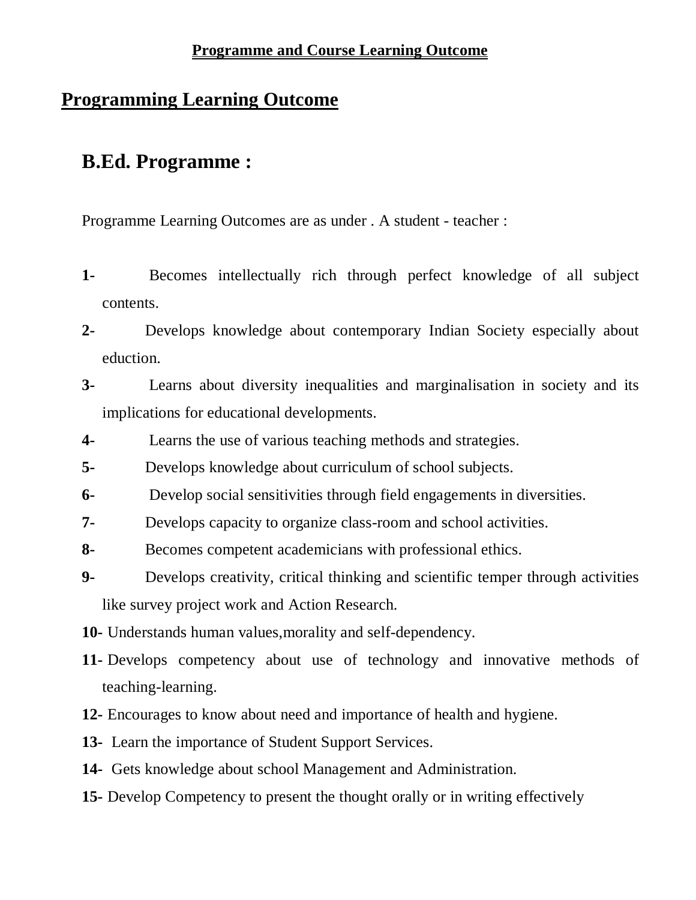**Programme and Course Learning Outcome**

# Programming Learning Outcome

## B.Ed. Programme :

Programme Learning Outcomes are as under . A student - teacher :

**1-** Becomes intellectually rich through perfect knowledge of all subject contents.

**2-** Develops knowledge about contemporary Indian Society especially about eduction.

**3-** Learns about diversity inequalities and marginalisation in society and its implications for educational developments.

**4-** Learns the use of various teaching methods and strategies.

**5-** Develops knowledge about curriculum of school subjects.

**6-** Develop social sensitivities through field engagements in diversities.

**7-** Develops capacity to organize class-room and school activities.

**8-** Becomes competent academicians with professional ethics.

**9-** Develops creativity, critical thinking and scientific temper through activities like survey project work and Action Research.

**10-** Understands human values,morality and self-dependency.

**11-** Develops competency about use of technology and innovative methods of teaching-learning.

**12-** Encourages to know about need and importance of health and hygiene.

**13-** Learn the importance of Student Support Services.

**14-** Gets knowledge about school Management and Administration.

**15-** Develop Competency to present the thought orally or in writing effectively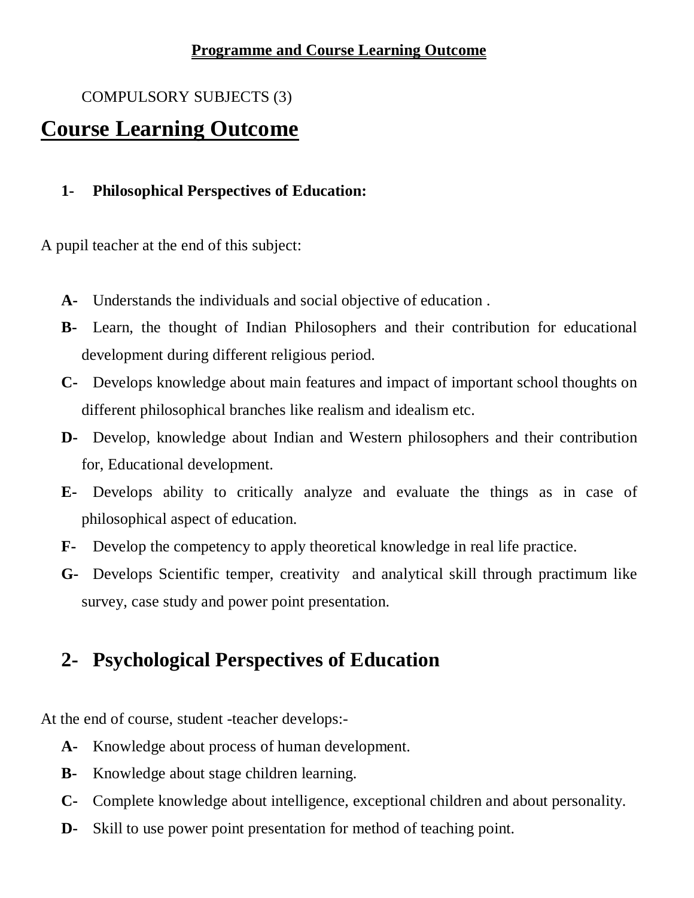**Programme and Course Learning Outcome**

COMPULSORY SUBJECTS (3)

# Course Learning Outcome

**1- Philosophical Perspectives of Education:**

A pupil teacher at the end of this subject:

- **A-** Understands the individuals and social objective of education .
- **B-** Learn, the thought of Indian Philosophers and their contribution for educational development during different religious period.
- **C-** Develops knowledge about main features and impact of important school thoughts on different philosophical branches like realism and idealism etc.
- **D-** Develop, knowledge about Indian and Western philosophers and their contribution for, Educational development.
- **E-** Develops ability to critically analyze and evaluate the things as in case of philosophical aspect of education.
- **F-** Develop the competency to apply theoretical knowledge in real life practice.
- **G-** Develops Scientific temper, creativity and analytical skill through practimum like survey, case study and power point presentation.

## 2- Psychological Perspectives of Education

At the end of course, student -teacher develops:-

- **A-** Knowledge about process of human development.
- **B-** Knowledge about stage children learning.
- **C-** Complete knowledge about intelligence, exceptional children and about personality.
- **D-** Skill to use power point presentation for method of teaching point.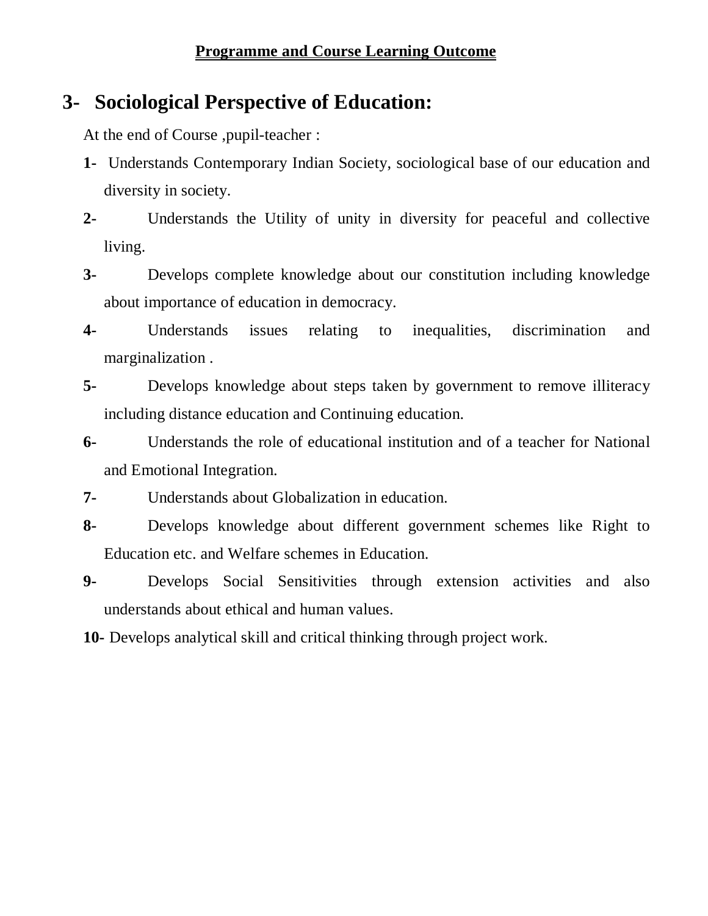**Programme and Course Learning Outcome**

## 3- Sociological Perspective of Education:

At the end of Course ,pupil-teacher :

**1-** Understands Contemporary Indian Society, sociological base of our education and diversity in society.

**2-** Understands the Utility of unity in diversity for peaceful and collective living.

**3-** Develops complete knowledge about our constitution including knowledge about importance of education in democracy.

**4-** Understands issues relating to inequalities, discrimination and marginalization .

**5-** Develops knowledge about steps taken by government to remove illiteracy including distance education and Continuing education.

**6-** Understands the role of educational institution and of a teacher for National and Emotional Integration.

**7-** Understands about Globalization in education.

**8-** Develops knowledge about different government schemes like Right to Education etc. and Welfare schemes in Education.

**9-** Develops Social Sensitivities through extension activities and also understands about ethical and human values.

**10-** Develops analytical skill and critical thinking through project work.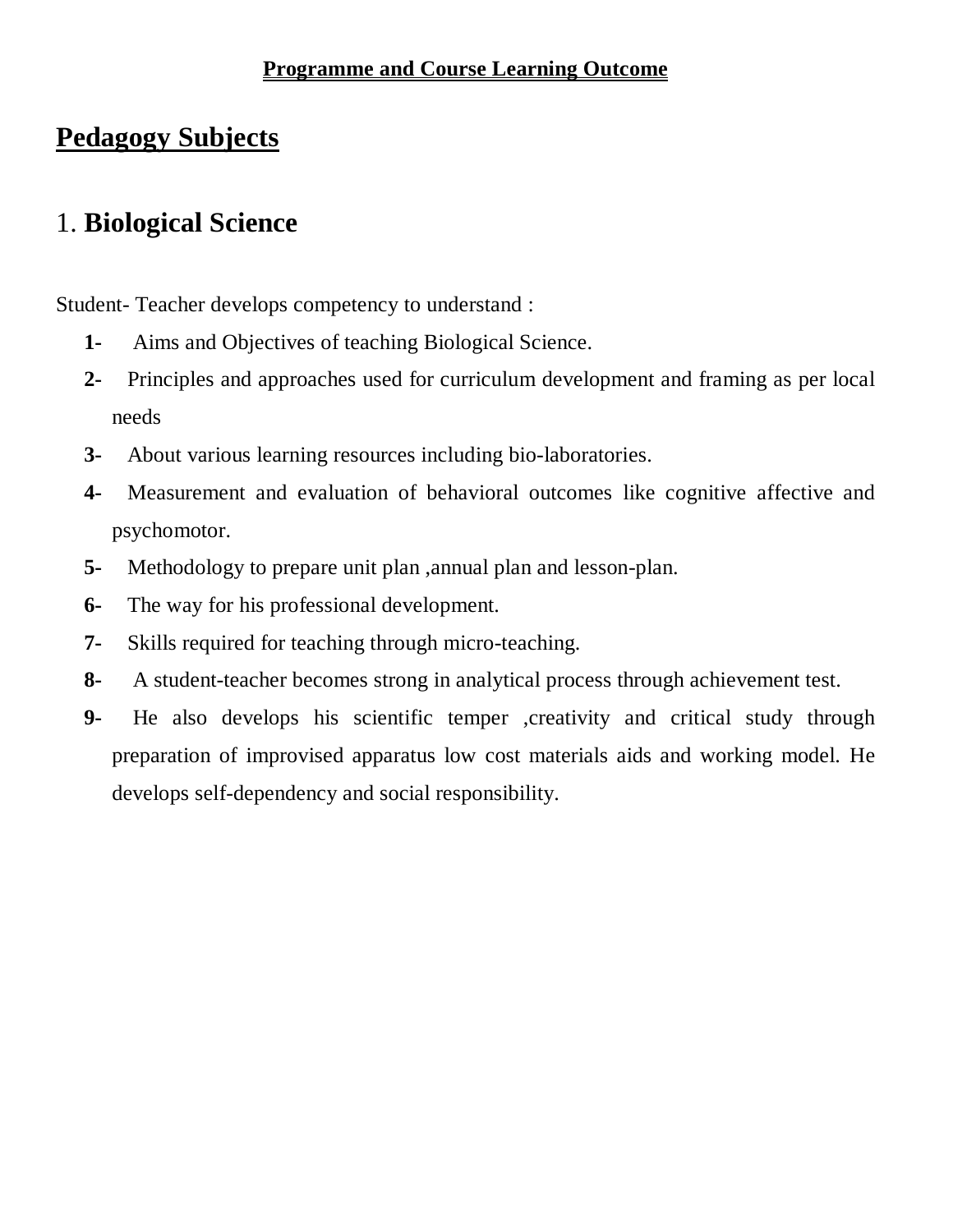**Programme and Course Learning Outcome**

# Pedagogy Subjects

## 1. **Biological Science**

Student- Teacher develops competency to understand :

**1-** Aims and Objectives of teaching Biological Science.

**2-** Principles and approaches used for curriculum development and framing as per local needs

**3-** About various learning resources including bio-laboratories.

**4-** Measurement and evaluation of behavioral outcomes like cognitive affective and psychomotor.

**5-** Methodology to prepare unit plan ,annual plan and lesson-plan.

**6-** The way for his professional development.

**7-** Skills required for teaching through micro-teaching.

**8-** A student-teacher becomes strong in analytical process through achievement test.

**9-** He also develops his scientific temper ,creativity and critical study through preparation of improvised apparatus low cost materials aids and working model. He develops self-dependency and social responsibility.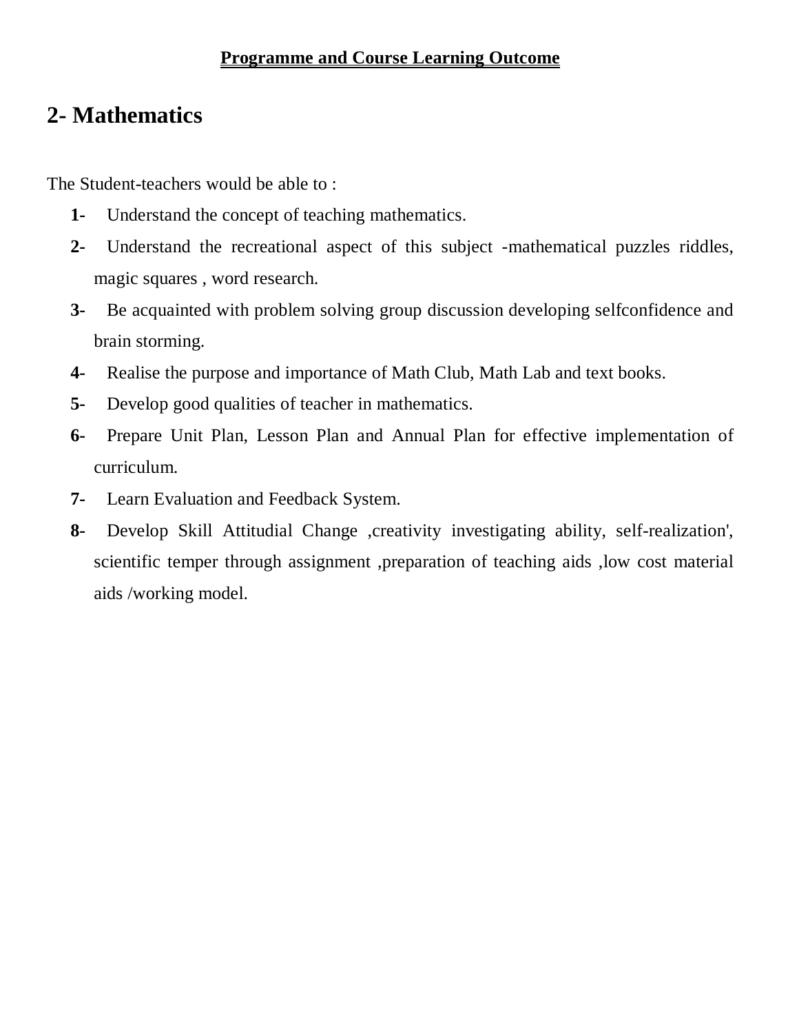**Programme and Course Learning Outcome**

## 2- Mathematics

The Student-teachers would be able to :

1. Understand the concept of teaching mathematics.
2. Understand the recreational aspect of this subject -mathematical puzzles riddles, magic squares , word research.
3. Be acquainted with problem solving group discussion developing selfconfidence and brain storming.
4. Realise the purpose and importance of Math Club, Math Lab and text books.
5. Develop good qualities of teacher in mathematics.
6. Prepare Unit Plan, Lesson Plan and Annual Plan for effective implementation of curriculum.
7. Learn Evaluation and Feedback System.
8. Develop Skill Attitudial Change ,creativity investigating ability, self-realization', scientific temper through assignment ,preparation of teaching aids ,low cost material aids /working model.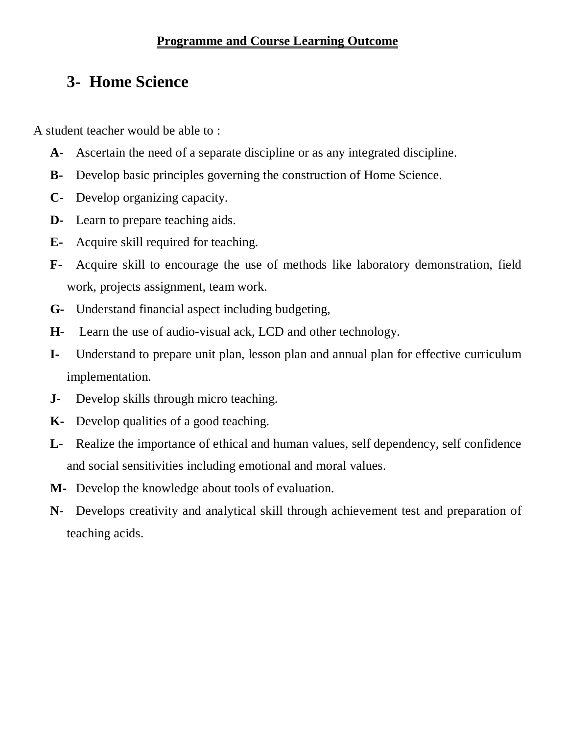**Programme and Course Learning Outcome**

## 3- Home Science

A student teacher would be able to :

- **A-** Ascertain the need of a separate discipline or as any integrated discipline.
- **B-** Develop basic principles governing the construction of Home Science.
- **C-** Develop organizing capacity.
- **D-** Learn to prepare teaching aids.
- **E-** Acquire skill required for teaching.
- **F-** Acquire skill to encourage the use of methods like laboratory demonstration, field work, projects assignment, team work.
- **G-** Understand financial aspect including budgeting,
- **H-** Learn the use of audio-visual ack, LCD and other technology.
- **I-** Understand to prepare unit plan, lesson plan and annual plan for effective curriculum implementation.
- **J-** Develop skills through micro teaching.
- **K-** Develop qualities of a good teaching.
- **L-** Realize the importance of ethical and human values, self dependency, self confidence and social sensitivities including emotional and moral values.
- **M-** Develop the knowledge about tools of evaluation.
- **N-** Develops creativity and analytical skill through achievement test and preparation of teaching acids.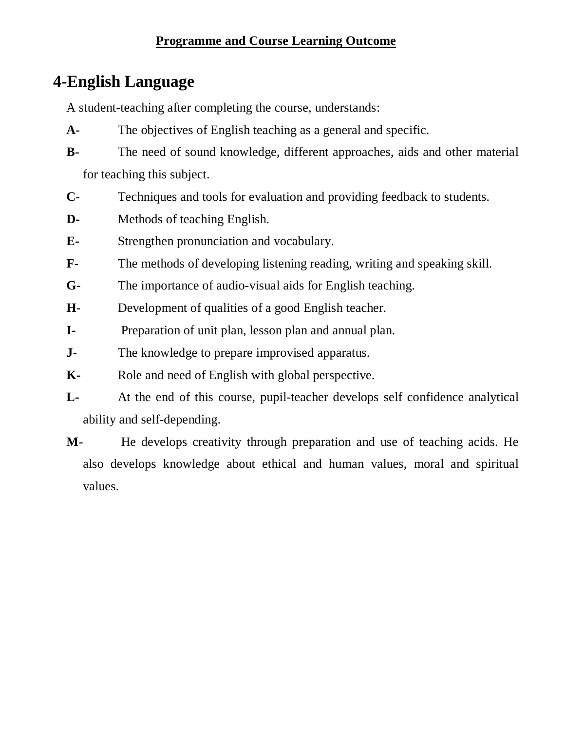**Programme and Course Learning Outcome**

# 4-English Language

A student-teaching after completing the course, understands:

**A-** The objectives of English teaching as a general and specific.

**B-** The need of sound knowledge, different approaches, aids and other material for teaching this subject.

**C-** Techniques and tools for evaluation and providing feedback to students.

**D-** Methods of teaching English.

**E-** Strengthen pronunciation and vocabulary.

**F-** The methods of developing listening reading, writing and speaking skill.

**G-** The importance of audio-visual aids for English teaching.

**H-** Development of qualities of a good English teacher.

**I-** Preparation of unit plan, lesson plan and annual plan.

**J-** The knowledge to prepare improvised apparatus.

**K-** Role and need of English with global perspective.

**L-** At the end of this course, pupil-teacher develops self confidence analytical ability and self-depending.

**M-** He develops creativity through preparation and use of teaching acids. He also develops knowledge about ethical and human values, moral and spiritual values.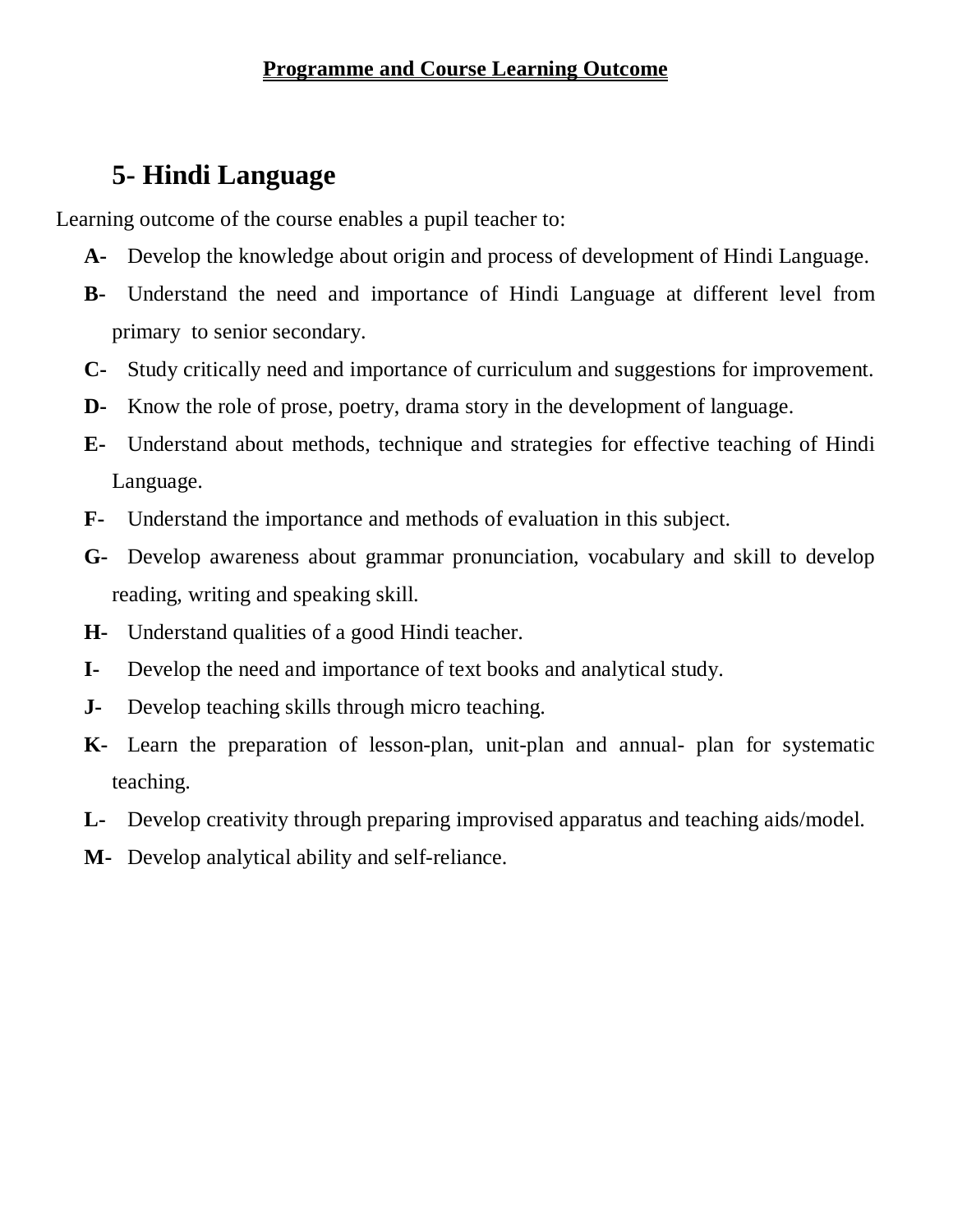**Programme and Course Learning Outcome**

## 5- Hindi Language

Learning outcome of the course enables a pupil teacher to:

- **A-** Develop the knowledge about origin and process of development of Hindi Language.
- **B-** Understand the need and importance of Hindi Language at different level from primary to senior secondary.
- **C-** Study critically need and importance of curriculum and suggestions for improvement.
- **D-** Know the role of prose, poetry, drama story in the development of language.
- **E-** Understand about methods, technique and strategies for effective teaching of Hindi Language.
- **F-** Understand the importance and methods of evaluation in this subject.
- **G-** Develop awareness about grammar pronunciation, vocabulary and skill to develop reading, writing and speaking skill.
- **H-** Understand qualities of a good Hindi teacher.
- **I-** Develop the need and importance of text books and analytical study.
- **J-** Develop teaching skills through micro teaching.
- **K-** Learn the preparation of lesson-plan, unit-plan and annual- plan for systematic teaching.
- **L-** Develop creativity through preparing improvised apparatus and teaching aids/model.
- **M-** Develop analytical ability and self-reliance.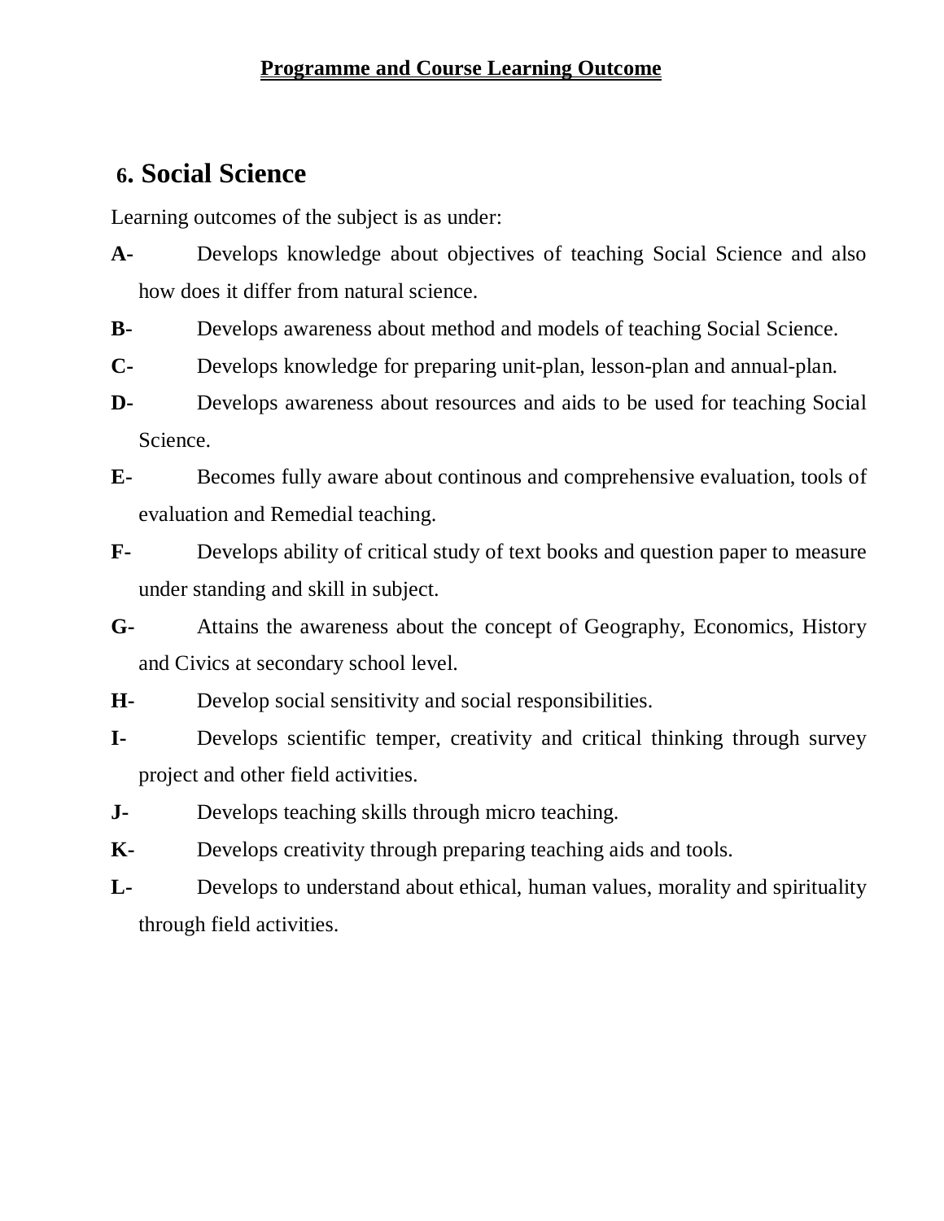**Programme and Course Learning Outcome**

## 6. Social Science

Learning outcomes of the subject is as under:

**A-** Develops knowledge about objectives of teaching Social Science and also how does it differ from natural science.

**B-** Develops awareness about method and models of teaching Social Science.

**C-** Develops knowledge for preparing unit-plan, lesson-plan and annual-plan.

**D-** Develops awareness about resources and aids to be used for teaching Social Science.

**E-** Becomes fully aware about continous and comprehensive evaluation, tools of evaluation and Remedial teaching.

**F-** Develops ability of critical study of text books and question paper to measure under standing and skill in subject.

**G-** Attains the awareness about the concept of Geography, Economics, History and Civics at secondary school level.

**H-** Develop social sensitivity and social responsibilities.

**I-** Develops scientific temper, creativity and critical thinking through survey project and other field activities.

**J-** Develops teaching skills through micro teaching.

**K-** Develops creativity through preparing teaching aids and tools.

**L-** Develops to understand about ethical, human values, morality and spirituality through field activities.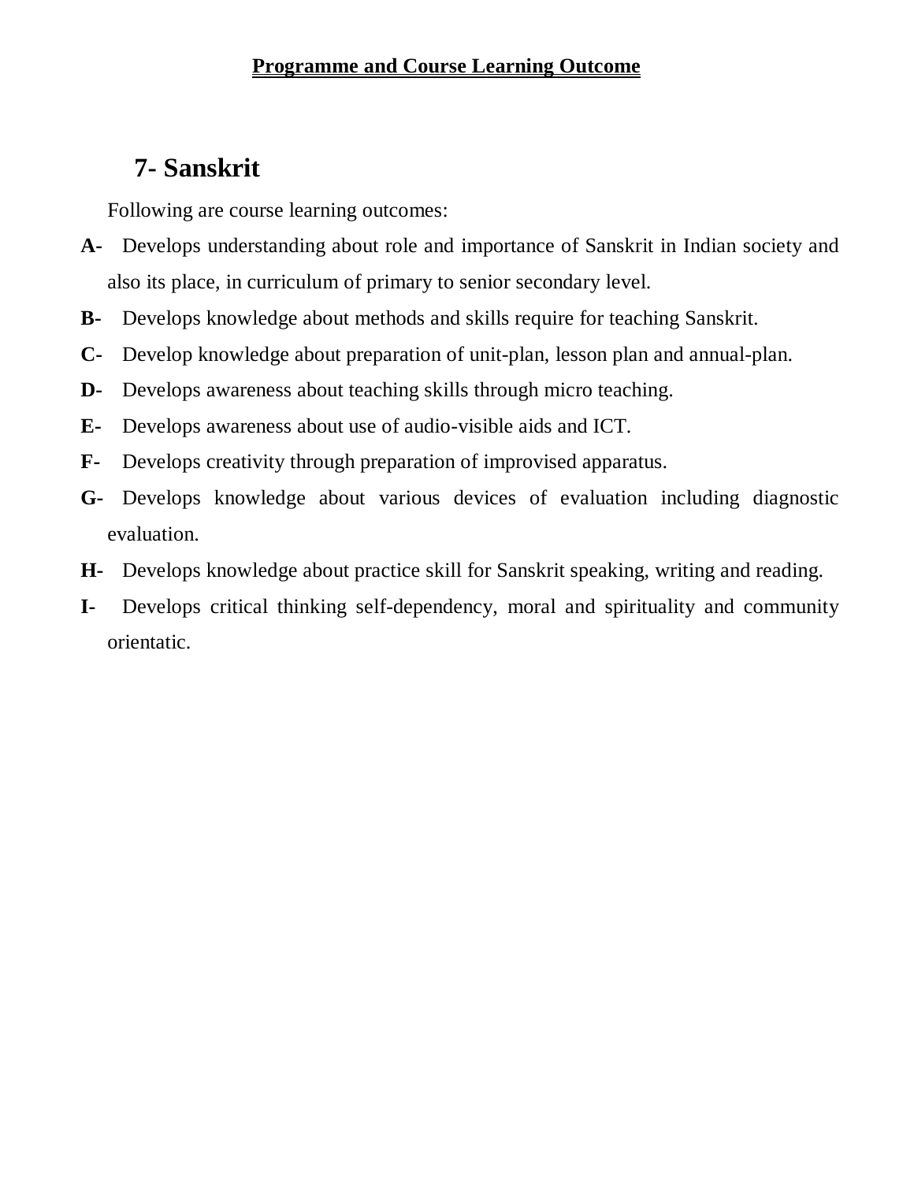# Programme and Course Learning Outcome

## 7- Sanskrit

Following are course learning outcomes:

**A-** Develops understanding about role and importance of Sanskrit in Indian society and also its place, in curriculum of primary to senior secondary level.

**B-** Develops knowledge about methods and skills require for teaching Sanskrit.

**C-** Develop knowledge about preparation of unit-plan, lesson plan and annual-plan.

**D-** Develops awareness about teaching skills through micro teaching.

**E-** Develops awareness about use of audio-visible aids and ICT.

**F-** Develops creativity through preparation of improvised apparatus.

**G-** Develops knowledge about various devices of evaluation including diagnostic evaluation.

**H-** Develops knowledge about practice skill for Sanskrit speaking, writing and reading.

**I-** Develops critical thinking self-dependency, moral and spirituality and community orientatic.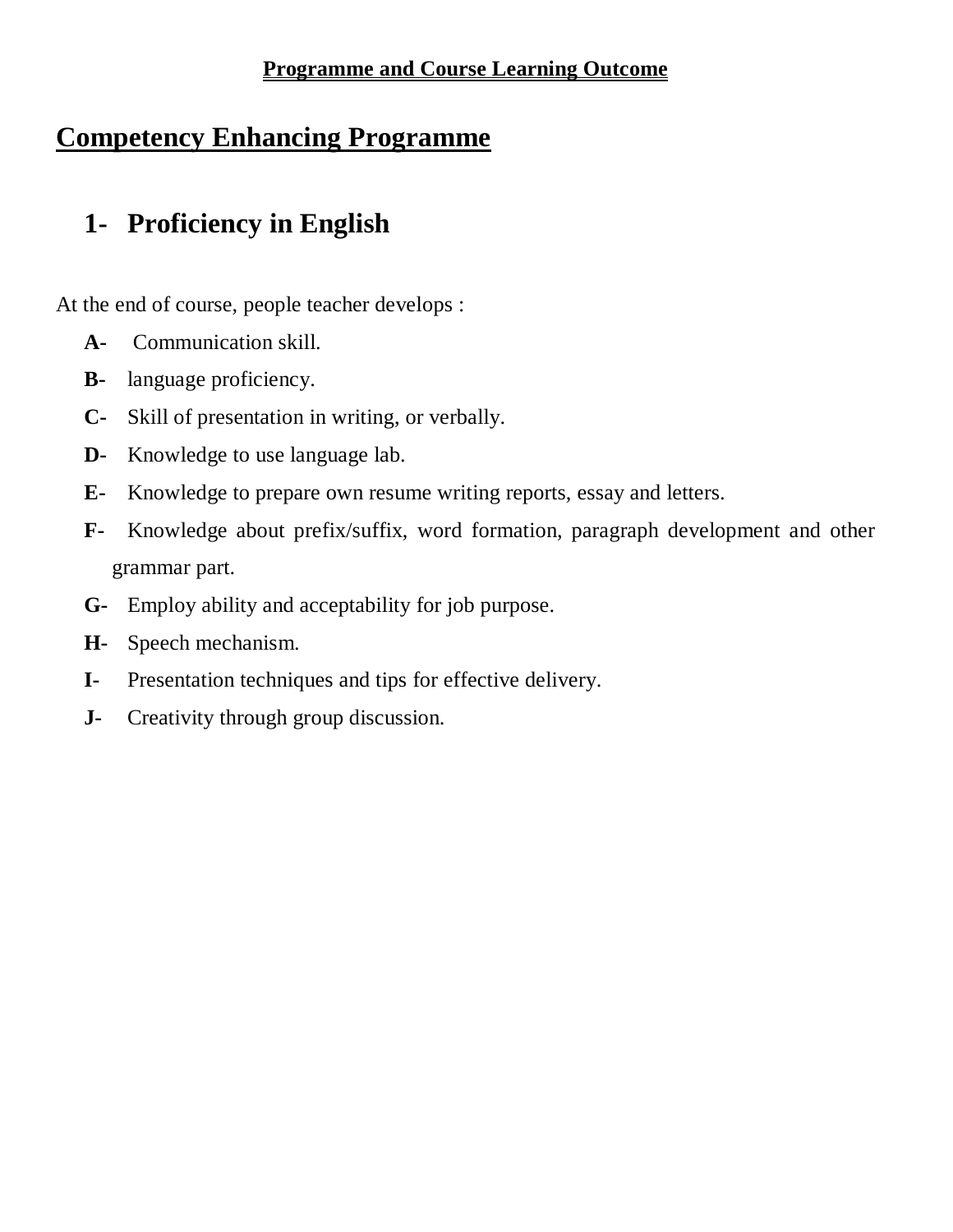**Programme and Course Learning Outcome**

# Competency Enhancing Programme

## 1- Proficiency in English

At the end of course, people teacher develops :

- **A-** Communication skill.
- **B-** language proficiency.
- **C-** Skill of presentation in writing, or verbally.
- **D-** Knowledge to use language lab.
- **E-** Knowledge to prepare own resume writing reports, essay and letters.
- **F-** Knowledge about prefix/suffix, word formation, paragraph development and other grammar part.
- **G-** Employ ability and acceptability for job purpose.
- **H-** Speech mechanism.
- **I-** Presentation techniques and tips for effective delivery.
- **J-** Creativity through group discussion.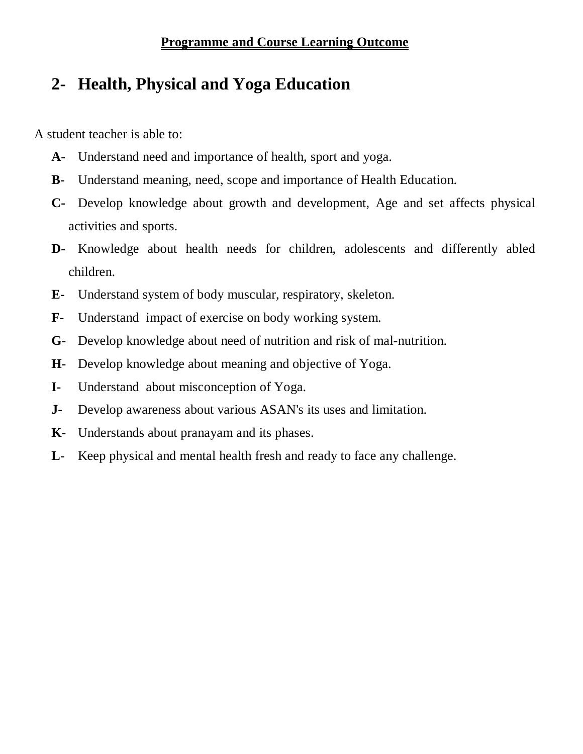**Programme and Course Learning Outcome**

## 2- Health, Physical and Yoga Education

A student teacher is able to:

- **A-** Understand need and importance of health, sport and yoga.
- **B-** Understand meaning, need, scope and importance of Health Education.
- **C-** Develop knowledge about growth and development, Age and set affects physical activities and sports.
- **D-** Knowledge about health needs for children, adolescents and differently abled children.
- **E-** Understand system of body muscular, respiratory, skeleton.
- **F-** Understand impact of exercise on body working system.
- **G-** Develop knowledge about need of nutrition and risk of mal-nutrition.
- **H-** Develop knowledge about meaning and objective of Yoga.
- **I-** Understand about misconception of Yoga.
- **J-** Develop awareness about various ASAN's its uses and limitation.
- **K-** Understands about pranayam and its phases.
- **L-** Keep physical and mental health fresh and ready to face any challenge.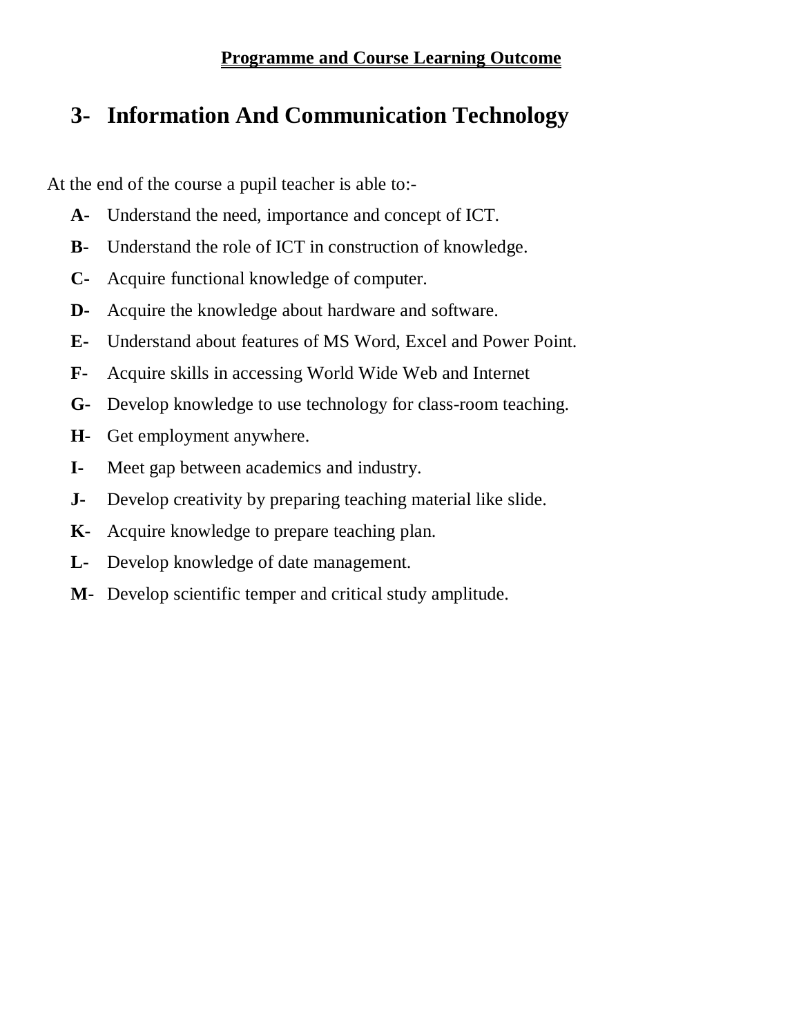**<u>Programme and Course Learning Outcome</u>**

## 3- Information And Communication Technology

At the end of the course a pupil teacher is able to:-

- **A-** Understand the need, importance and concept of ICT.
- **B-** Understand the role of ICT in construction of knowledge.
- **C-** Acquire functional knowledge of computer.
- **D-** Acquire the knowledge about hardware and software.
- **E-** Understand about features of MS Word, Excel and Power Point.
- **F-** Acquire skills in accessing World Wide Web and Internet
- **G-** Develop knowledge to use technology for class-room teaching.
- **H-** Get employment anywhere.
- **I-** Meet gap between academics and industry.
- **J-** Develop creativity by preparing teaching material like slide.
- **K-** Acquire knowledge to prepare teaching plan.
- **L-** Develop knowledge of date management.
- **M-** Develop scientific temper and critical study amplitude.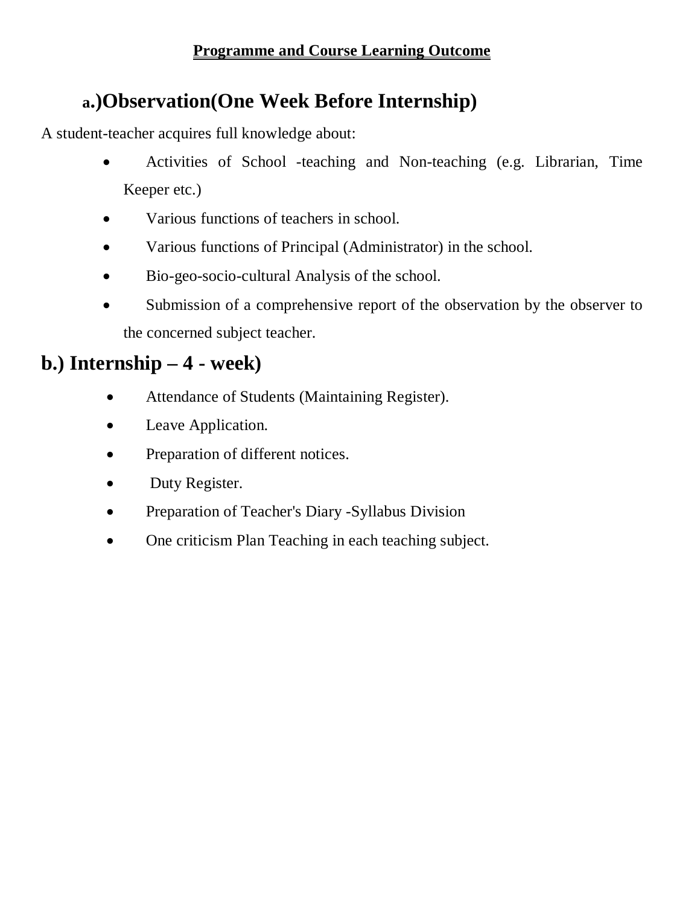## Programme and Course Learning Outcome

### a.)Observation(One Week Before Internship)

A student-teacher acquires full knowledge about:

- Activities of School -teaching and Non-teaching (e.g. Librarian, Time Keeper etc.)
- Various functions of teachers in school.
- Various functions of Principal (Administrator) in the school.
- Bio-geo-socio-cultural Analysis of the school.
- Submission of a comprehensive report of the observation by the observer to the concerned subject teacher.

### b.) Internship – 4 - week)

- Attendance of Students (Maintaining Register).
- Leave Application.
- Preparation of different notices.
- Duty Register.
- Preparation of Teacher's Diary -Syllabus Division
- One criticism Plan Teaching in each teaching subject.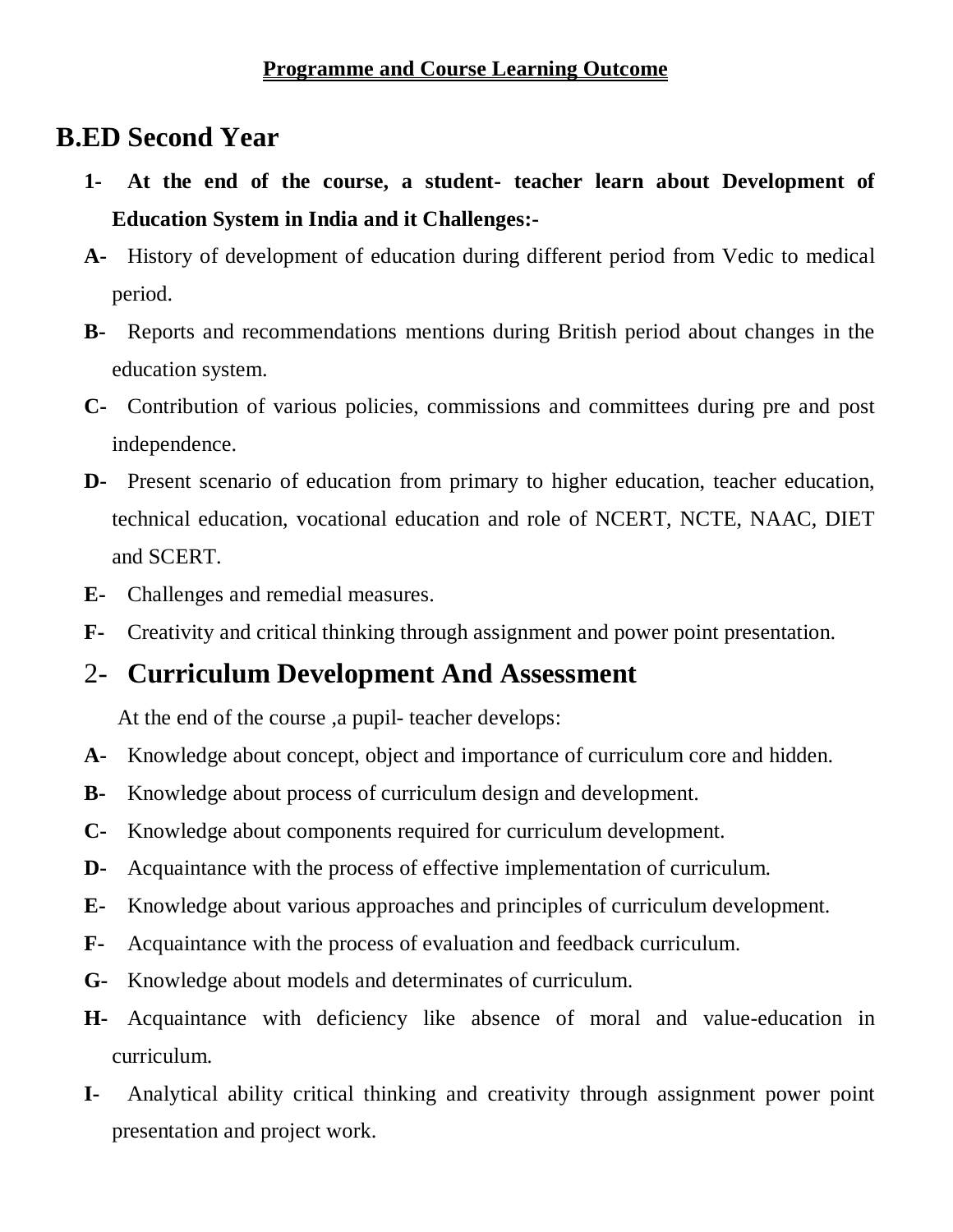**Programme and Course Learning Outcome**

# B.ED Second Year

**1- At the end of the course, a student- teacher learn about Development of Education System in India and it Challenges:-**

**A-** History of development of education during different period from Vedic to medical period.

**B-** Reports and recommendations mentions during British period about changes in the education system.

**C-** Contribution of various policies, commissions and committees during pre and post independence.

**D-** Present scenario of education from primary to higher education, teacher education, technical education, vocational education and role of NCERT, NCTE, NAAC, DIET and SCERT.

**E-** Challenges and remedial measures.

**F-** Creativity and critical thinking through assignment and power point presentation.

## 2- Curriculum Development And Assessment

At the end of the course ,a pupil- teacher develops:

**A-** Knowledge about concept, object and importance of curriculum core and hidden.

**B-** Knowledge about process of curriculum design and development.

**C-** Knowledge about components required for curriculum development.

**D-** Acquaintance with the process of effective implementation of curriculum.

**E-** Knowledge about various approaches and principles of curriculum development.

**F-** Acquaintance with the process of evaluation and feedback curriculum.

**G-** Knowledge about models and determinates of curriculum.

**H-** Acquaintance with deficiency like absence of moral and value-education in curriculum.

**I-** Analytical ability critical thinking and creativity through assignment power point presentation and project work.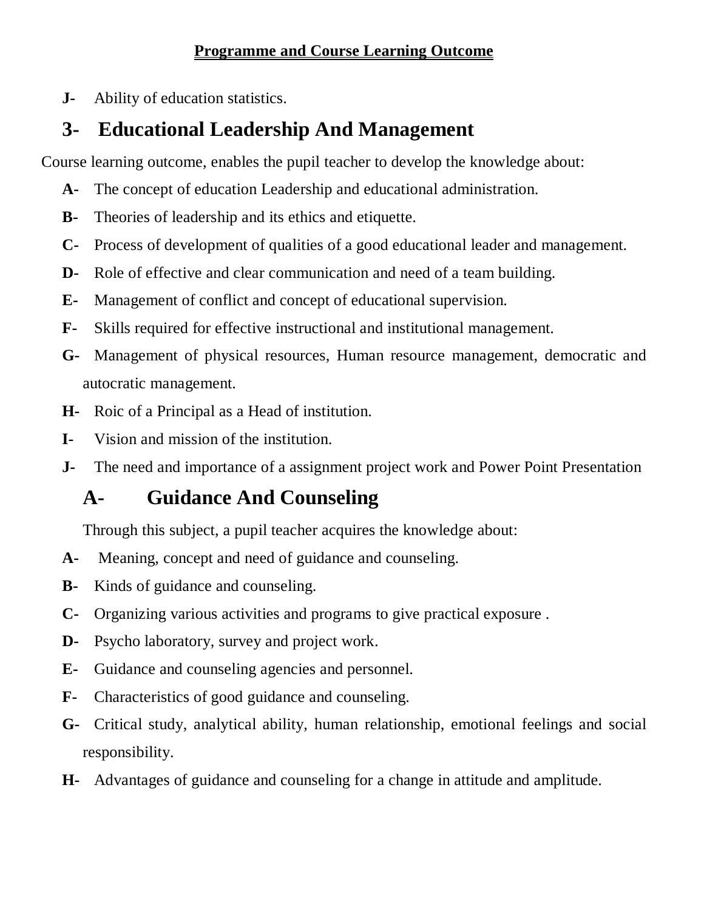**Programme and Course Learning Outcome**

**J-** Ability of education statistics.

## 3- Educational Leadership And Management

Course learning outcome, enables the pupil teacher to develop the knowledge about:

**A-** The concept of education Leadership and educational administration.

**B-** Theories of leadership and its ethics and etiquette.

**C-** Process of development of qualities of a good educational leader and management.

**D-** Role of effective and clear communication and need of a team building.

**E-** Management of conflict and concept of educational supervision.

**F-** Skills required for effective instructional and institutional management.

**G-** Management of physical resources, Human resource management, democratic and autocratic management.

**H-** Roic of a Principal as a Head of institution.

**I-** Vision and mission of the institution.

**J-** The need and importance of a assignment project work and Power Point Presentation

## A- Guidance And Counseling

Through this subject, a pupil teacher acquires the knowledge about:

**A-** Meaning, concept and need of guidance and counseling.

**B-** Kinds of guidance and counseling.

**C-** Organizing various activities and programs to give practical exposure .

**D-** Psycho laboratory, survey and project work.

**E-** Guidance and counseling agencies and personnel.

**F-** Characteristics of good guidance and counseling.

**G-** Critical study, analytical ability, human relationship, emotional feelings and social responsibility.

**H-** Advantages of guidance and counseling for a change in attitude and amplitude.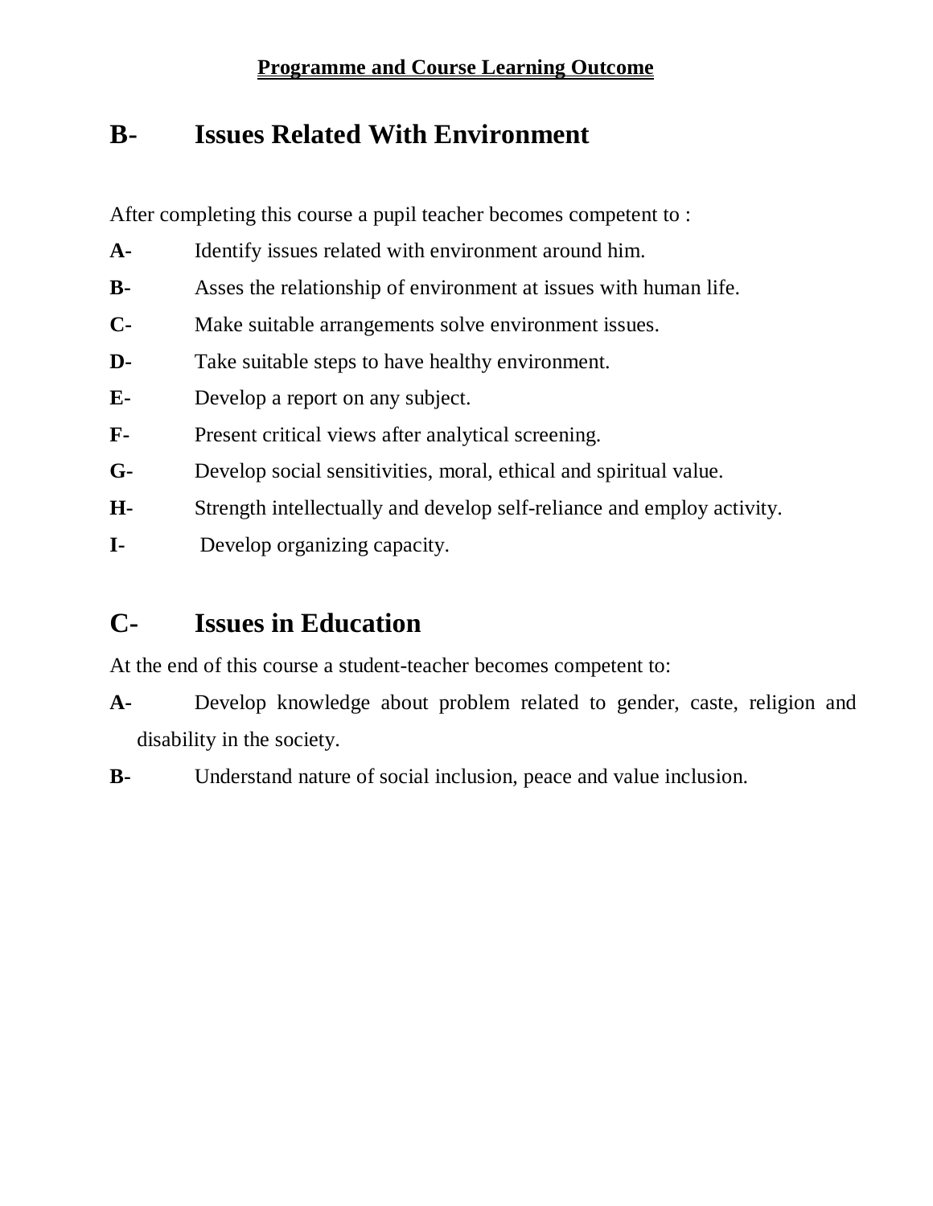**Programme and Course Learning Outcome**

## B- Issues Related With Environment

After completing this course a pupil teacher becomes competent to :

**A-** Identify issues related with environment around him.

**B-** Asses the relationship of environment at issues with human life.

**C-** Make suitable arrangements solve environment issues.

**D-** Take suitable steps to have healthy environment.

**E-** Develop a report on any subject.

**F-** Present critical views after analytical screening.

**G-** Develop social sensitivities, moral, ethical and spiritual value.

**H-** Strength intellectually and develop self-reliance and employ activity.

**I-** Develop organizing capacity.

## C- Issues in Education

At the end of this course a student-teacher becomes competent to:

**A-** Develop knowledge about problem related to gender, caste, religion and disability in the society.

**B-** Understand nature of social inclusion, peace and value inclusion.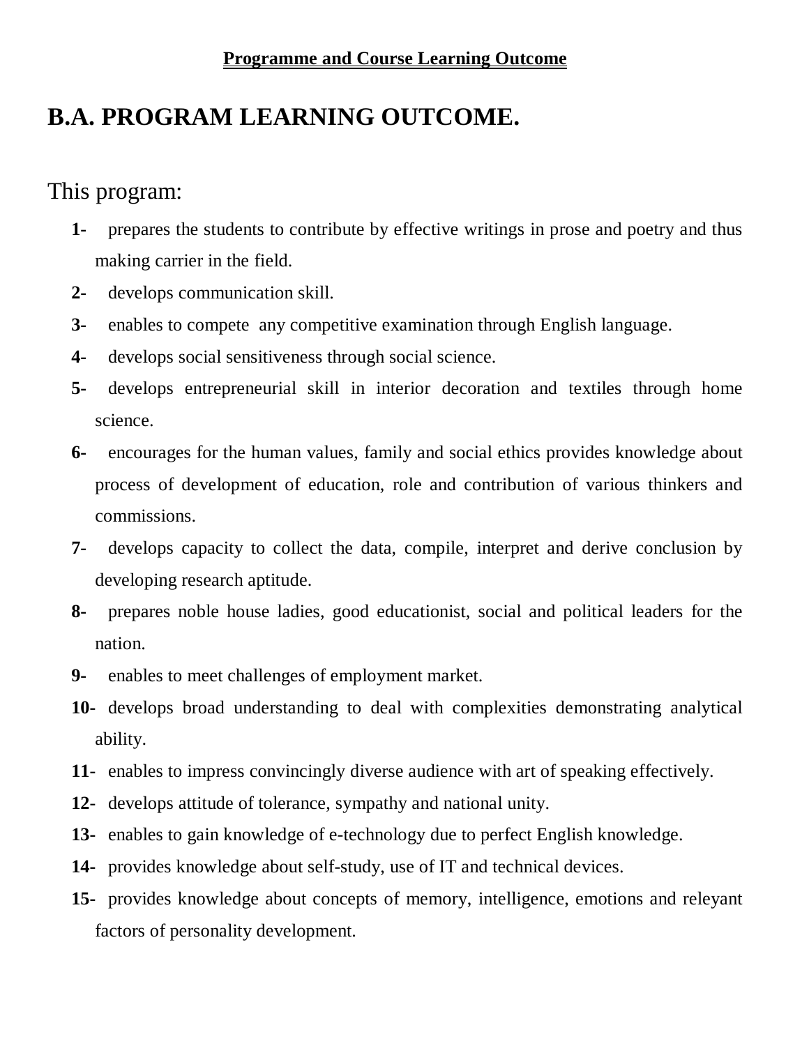**<u>Programme and Course Learning Outcome</u>**

# B.A. PROGRAM LEARNING OUTCOME.

This program:

1. prepares the students to contribute by effective writings in prose and poetry and thus making carrier in the field.
2. develops communication skill.
3. enables to compete any competitive examination through English language.
4. develops social sensitiveness through social science.
5. develops entrepreneurial skill in interior decoration and textiles through home science.
6. encourages for the human values, family and social ethics provides knowledge about process of development of education, role and contribution of various thinkers and commissions.
7. develops capacity to collect the data, compile, interpret and derive conclusion by developing research aptitude.
8. prepares noble house ladies, good educationist, social and political leaders for the nation.
9. enables to meet challenges of employment market.
10. develops broad understanding to deal with complexities demonstrating analytical ability.
11. enables to impress convincingly diverse audience with art of speaking effectively.
12. develops attitude of tolerance, sympathy and national unity.
13. enables to gain knowledge of e-technology due to perfect English knowledge.
14. provides knowledge about self-study, use of IT and technical devices.
15. provides knowledge about concepts of memory, intelligence, emotions and releyant factors of personality development.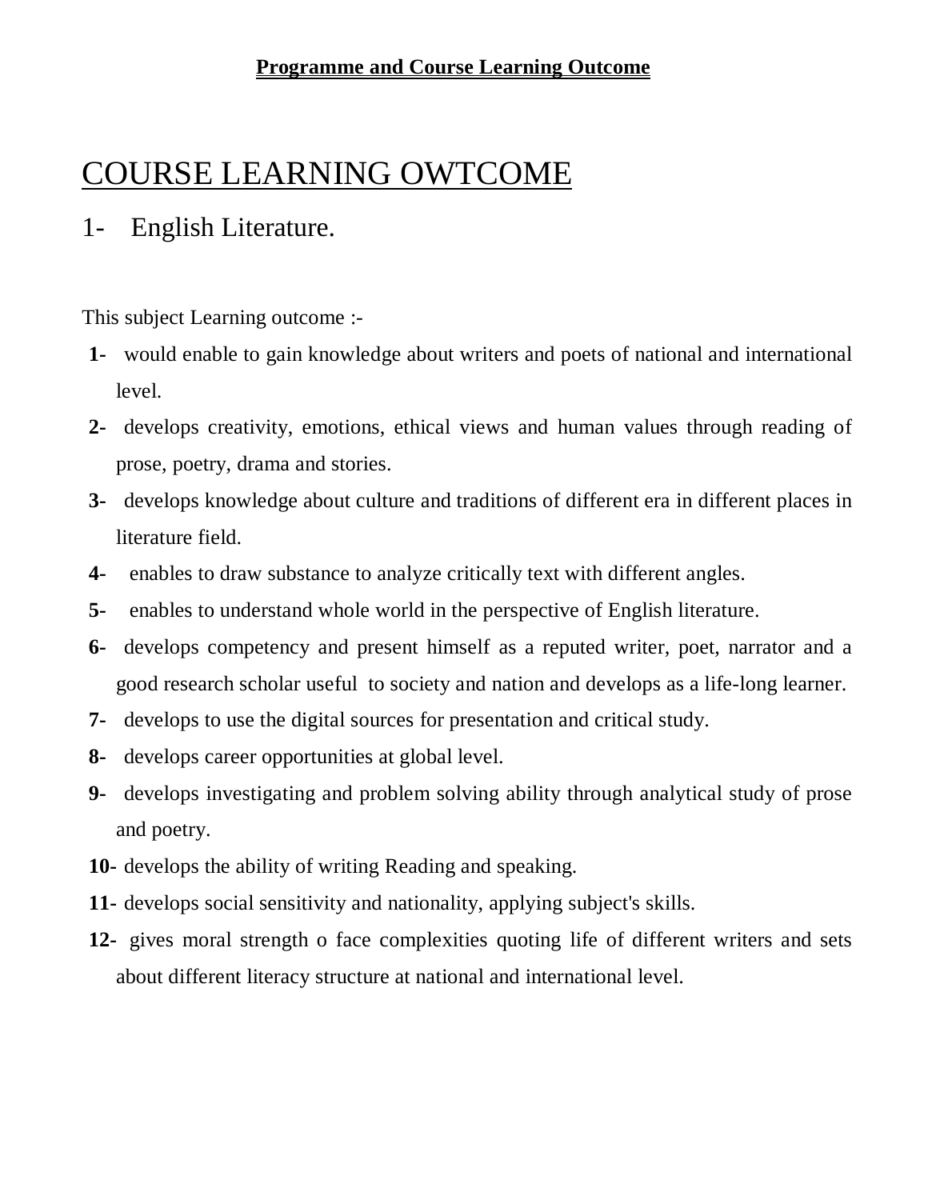**Programme and Course Learning Outcome**

# COURSE LEARNING OWTCOME

## 1- English Literature.

This subject Learning outcome :-

**1-** would enable to gain knowledge about writers and poets of national and international level.

**2-** develops creativity, emotions, ethical views and human values through reading of prose, poetry, drama and stories.

**3-** develops knowledge about culture and traditions of different era in different places in literature field.

**4-** enables to draw substance to analyze critically text with different angles.

**5-** enables to understand whole world in the perspective of English literature.

**6-** develops competency and present himself as a reputed writer, poet, narrator and a good research scholar useful to society and nation and develops as a life-long learner.

**7-** develops to use the digital sources for presentation and critical study.

**8-** develops career opportunities at global level.

**9-** develops investigating and problem solving ability through analytical study of prose and poetry.

**10-** develops the ability of writing Reading and speaking.

**11-** develops social sensitivity and nationality, applying subject's skills.

**12-** gives moral strength o face complexities quoting life of different writers and sets about different literacy structure at national and international level.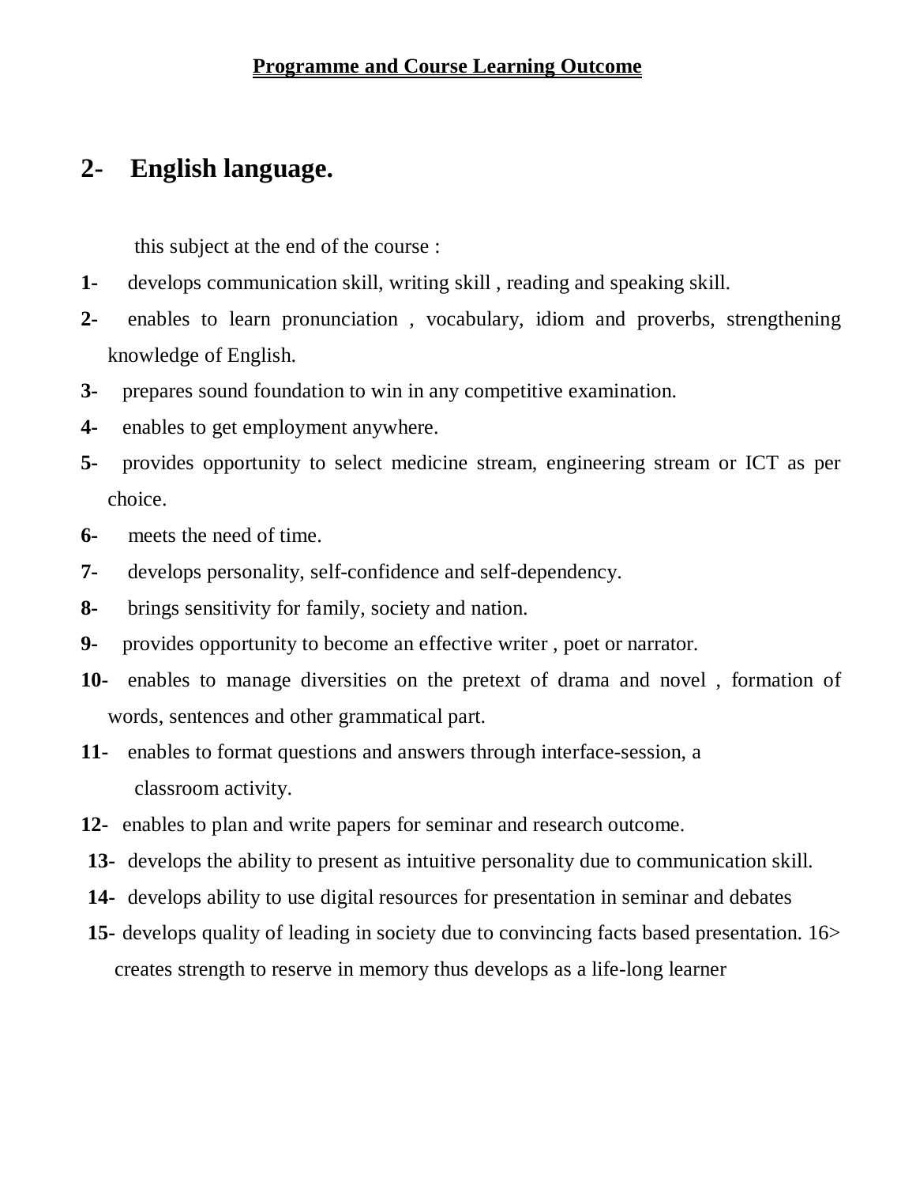**Programme and Course Learning Outcome**

## 2- English language.

this subject at the end of the course :

**1-** develops communication skill, writing skill , reading and speaking skill.

**2-** enables to learn pronunciation , vocabulary, idiom and proverbs, strengthening knowledge of English.

**3-** prepares sound foundation to win in any competitive examination.

**4-** enables to get employment anywhere.

**5-** provides opportunity to select medicine stream, engineering stream or ICT as per choice.

**6-** meets the need of time.

**7-** develops personality, self-confidence and self-dependency.

**8-** brings sensitivity for family, society and nation.

**9-** provides opportunity to become an effective writer , poet or narrator.

**10-** enables to manage diversities on the pretext of drama and novel , formation of words, sentences and other grammatical part.

**11-** enables to format questions and answers through interface-session, a classroom activity.

**12-** enables to plan and write papers for seminar and research outcome.

**13-** develops the ability to present as intuitive personality due to communication skill.

**14-** develops ability to use digital resources for presentation in seminar and debates

**15-** develops quality of leading in society due to convincing facts based presentation. 16> creates strength to reserve in memory thus develops as a life-long learner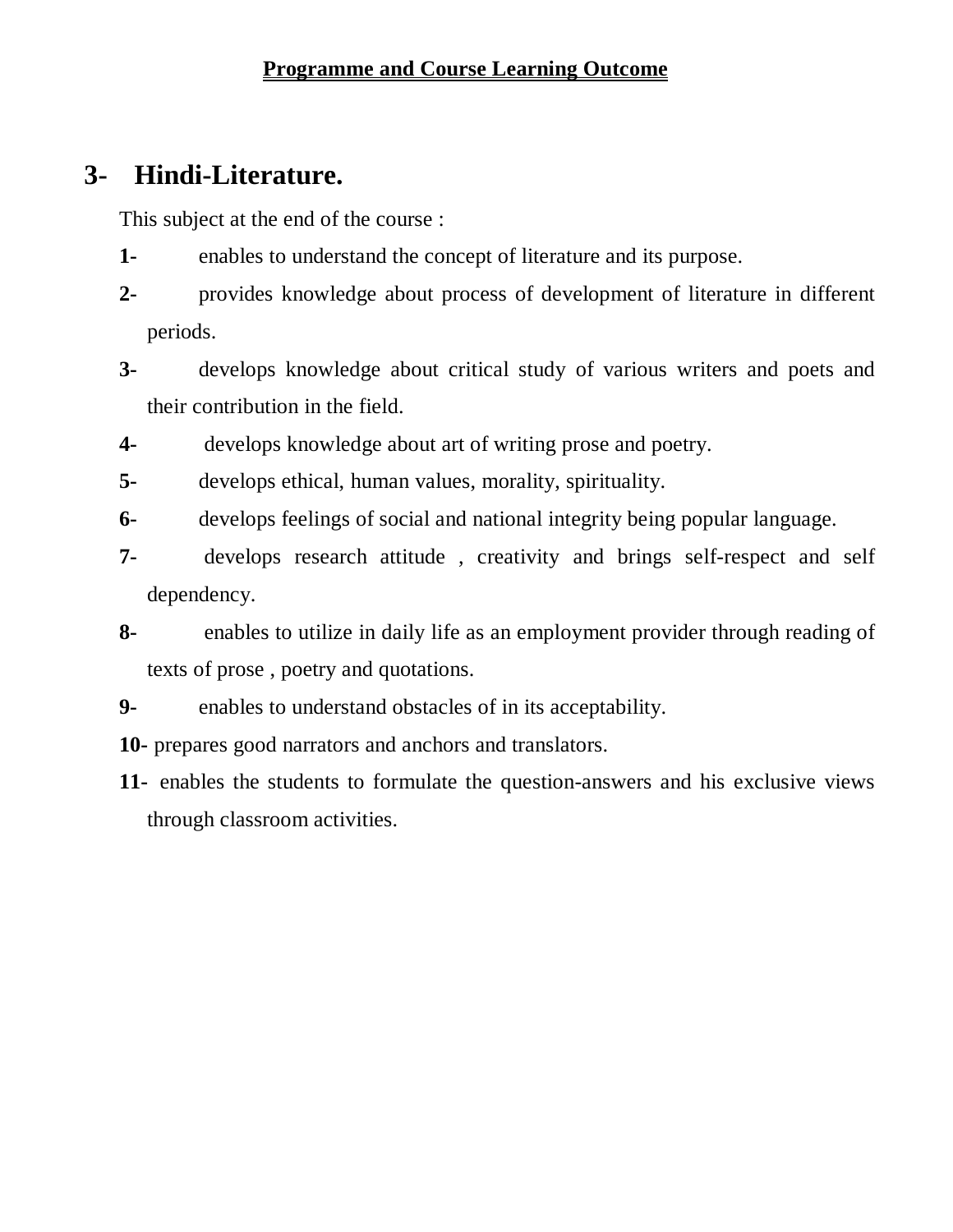**Programme and Course Learning Outcome**

## 3- Hindi-Literature.

This subject at the end of the course :

**1-** enables to understand the concept of literature and its purpose.

**2-** provides knowledge about process of development of literature in different periods.

**3-** develops knowledge about critical study of various writers and poets and their contribution in the field.

**4-** develops knowledge about art of writing prose and poetry.

**5-** develops ethical, human values, morality, spirituality.

**6-** develops feelings of social and national integrity being popular language.

**7-** develops research attitude , creativity and brings self-respect and self dependency.

**8-** enables to utilize in daily life as an employment provider through reading of texts of prose , poetry and quotations.

**9-** enables to understand obstacles of in its acceptability.

**10-** prepares good narrators and anchors and translators.

**11-** enables the students to formulate the question-answers and his exclusive views through classroom activities.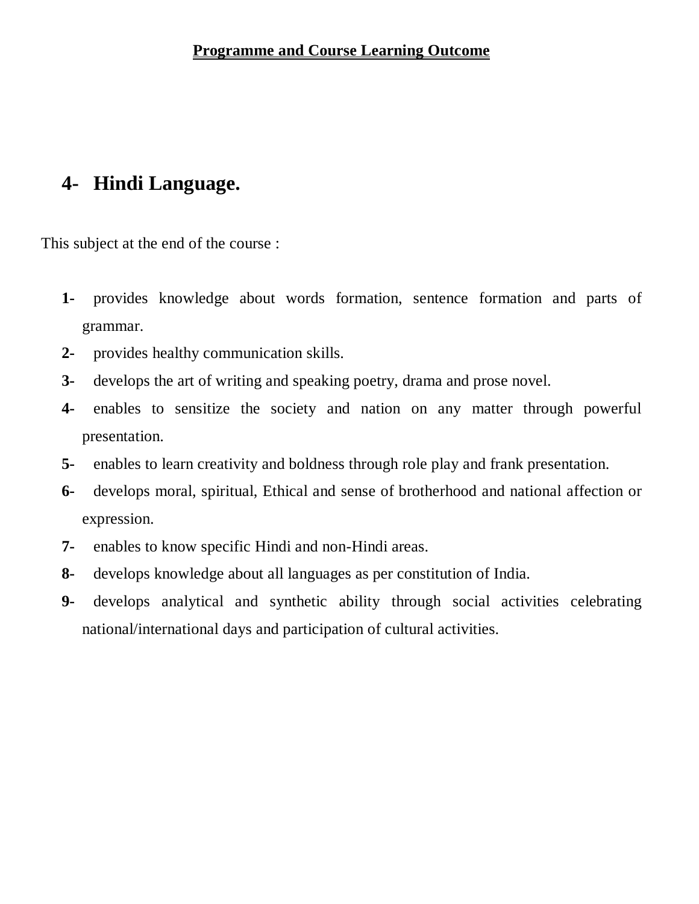**Programme and Course Learning Outcome**

## 4- Hindi Language.

This subject at the end of the course :

**1-** provides knowledge about words formation, sentence formation and parts of grammar.

**2-** provides healthy communication skills.

**3-** develops the art of writing and speaking poetry, drama and prose novel.

**4-** enables to sensitize the society and nation on any matter through powerful presentation.

**5-** enables to learn creativity and boldness through role play and frank presentation.

**6-** develops moral, spiritual, Ethical and sense of brotherhood and national affection or expression.

**7-** enables to know specific Hindi and non-Hindi areas.

**8-** develops knowledge about all languages as per constitution of India.

**9-** develops analytical and synthetic ability through social activities celebrating national/international days and participation of cultural activities.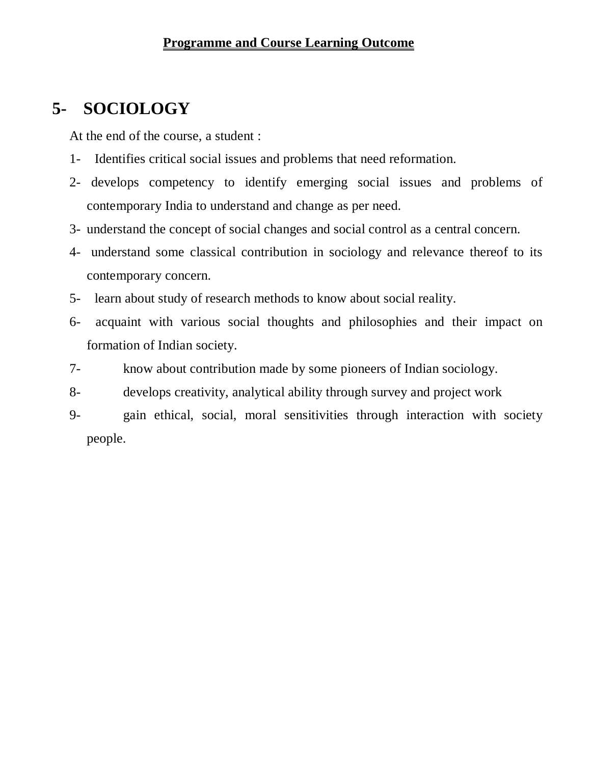**Programme and Course Learning Outcome**

# 5- SOCIOLOGY

At the end of the course, a student :

1- Identifies critical social issues and problems that need reformation.

2- develops competency to identify emerging social issues and problems of contemporary India to understand and change as per need.

3- understand the concept of social changes and social control as a central concern.

4- understand some classical contribution in sociology and relevance thereof to its contemporary concern.

5- learn about study of research methods to know about social reality.

6- acquaint with various social thoughts and philosophies and their impact on formation of Indian society.

7- know about contribution made by some pioneers of Indian sociology.

8- develops creativity, analytical ability through survey and project work

9- gain ethical, social, moral sensitivities through interaction with society people.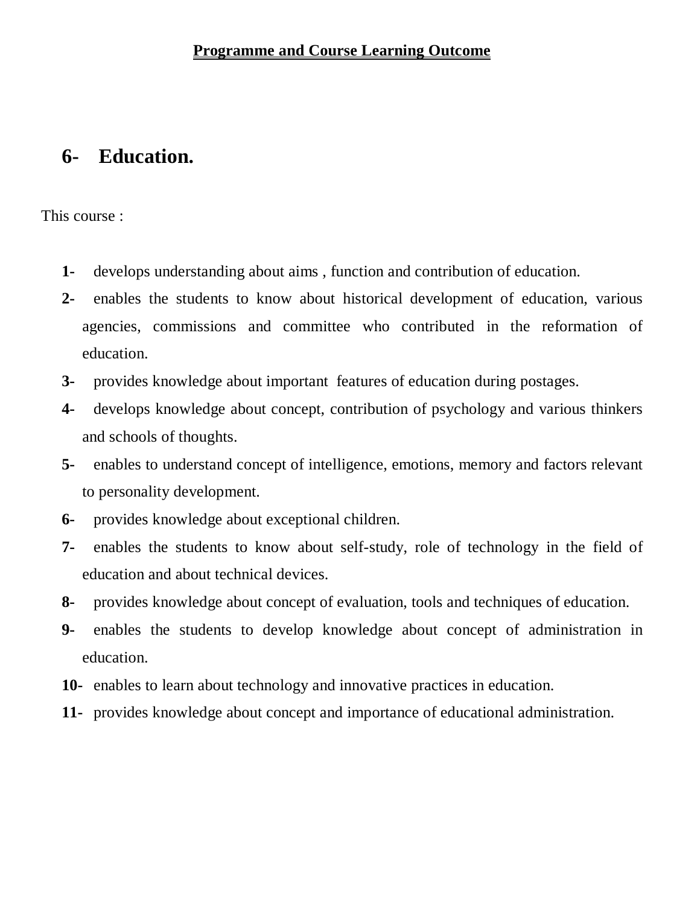**Programme and Course Learning Outcome**

## 6- Education.

This course :

1- develops understanding about aims , function and contribution of education.
2- enables the students to know about historical development of education, various agencies, commissions and committee who contributed in the reformation of education.
3- provides knowledge about important features of education during postages.
4- develops knowledge about concept, contribution of psychology and various thinkers and schools of thoughts.
5- enables to understand concept of intelligence, emotions, memory and factors relevant to personality development.
6- provides knowledge about exceptional children.
7- enables the students to know about self-study, role of technology in the field of education and about technical devices.
8- provides knowledge about concept of evaluation, tools and techniques of education.
9- enables the students to develop knowledge about concept of administration in education.
10- enables to learn about technology and innovative practices in education.
11- provides knowledge about concept and importance of educational administration.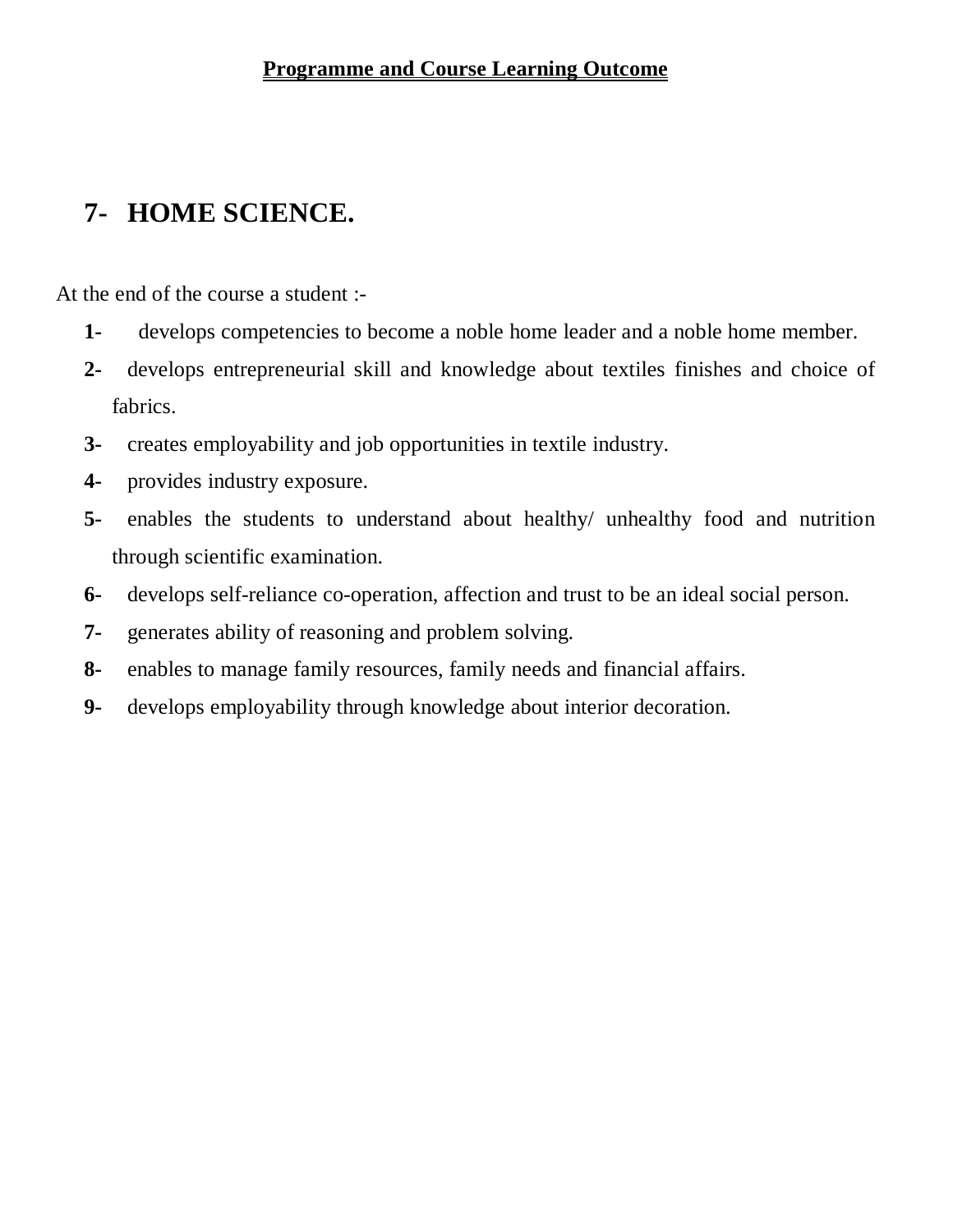**Programme and Course Learning Outcome**

## 7- HOME SCIENCE.

At the end of the course a student :-

**1-** develops competencies to become a noble home leader and a noble home member.

**2-** develops entrepreneurial skill and knowledge about textiles finishes and choice of fabrics.

**3-** creates employability and job opportunities in textile industry.

**4-** provides industry exposure.

**5-** enables the students to understand about healthy/ unhealthy food and nutrition through scientific examination.

**6-** develops self-reliance co-operation, affection and trust to be an ideal social person.

**7-** generates ability of reasoning and problem solving.

**8-** enables to manage family resources, family needs and financial affairs.

**9-** develops employability through knowledge about interior decoration.